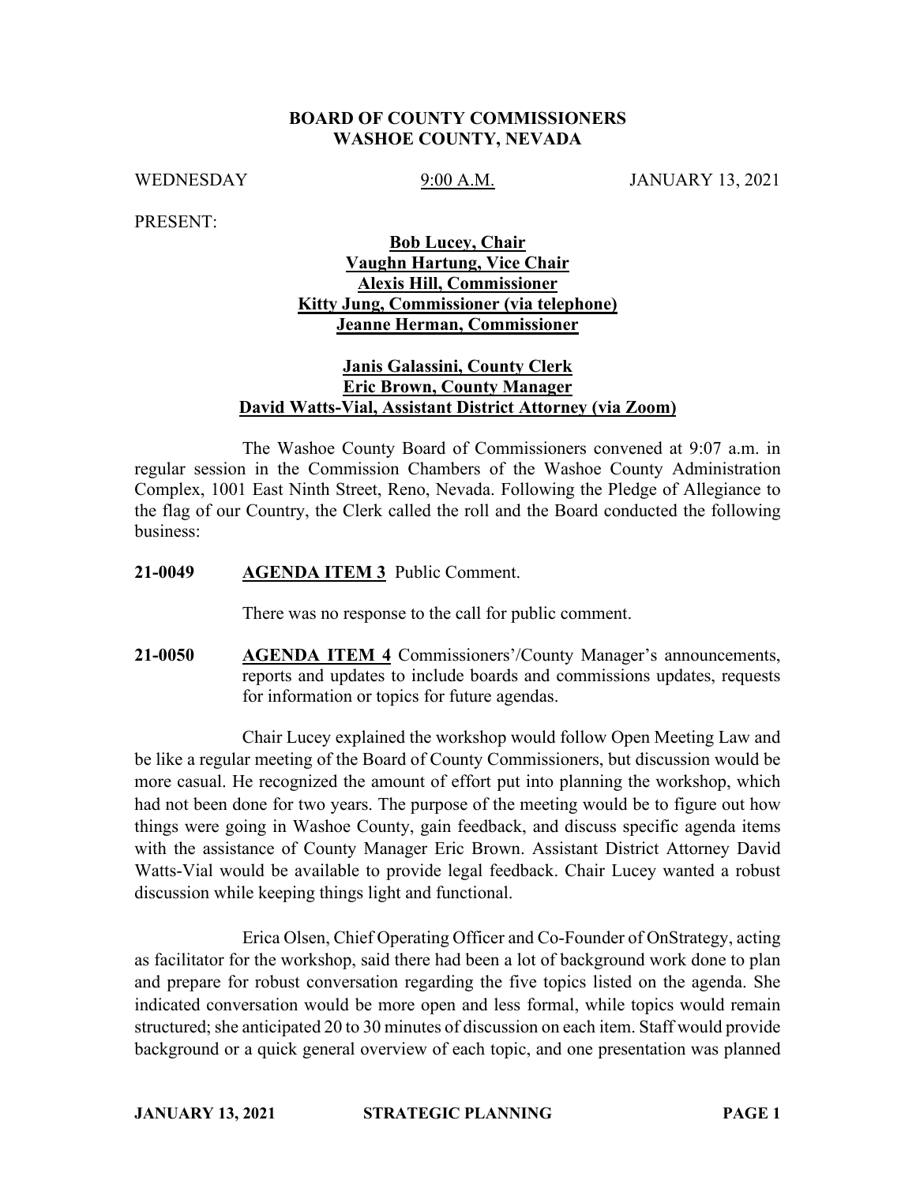# BOARD OF COUNTY COMMISSIONERS
## WASHOE COUNTY, NEVADA

WEDNESDAY 9:00 A.M. JANUARY 13, 2021

PRESENT:

**Bob Lucey, Chair**
**Vaughn Hartung, Vice Chair**
**Alexis Hill, Commissioner**
**Kitty Jung, Commissioner (via telephone)**
**Jeanne Herman, Commissioner**

**Janis Galassini, County Clerk**
**Eric Brown, County Manager**
**David Watts-Vial, Assistant District Attorney (via Zoom)**

The Washoe County Board of Commissioners convened at 9:07 a.m. in regular session in the Commission Chambers of the Washoe County Administration Complex, 1001 East Ninth Street, Reno, Nevada. Following the Pledge of Allegiance to the flag of our Country, the Clerk called the roll and the Board conducted the following business:

**21-0049** **AGENDA ITEM 3** Public Comment.

There was no response to the call for public comment.

**21-0050** **AGENDA ITEM 4** Commissioners'/County Manager's announcements, reports and updates to include boards and commissions updates, requests for information or topics for future agendas.

Chair Lucey explained the workshop would follow Open Meeting Law and be like a regular meeting of the Board of County Commissioners, but discussion would be more casual. He recognized the amount of effort put into planning the workshop, which had not been done for two years. The purpose of the meeting would be to figure out how things were going in Washoe County, gain feedback, and discuss specific agenda items with the assistance of County Manager Eric Brown. Assistant District Attorney David Watts-Vial would be available to provide legal feedback. Chair Lucey wanted a robust discussion while keeping things light and functional.

Erica Olsen, Chief Operating Officer and Co-Founder of OnStrategy, acting as facilitator for the workshop, said there had been a lot of background work done to plan and prepare for robust conversation regarding the five topics listed on the agenda. She indicated conversation would be more open and less formal, while topics would remain structured; she anticipated 20 to 30 minutes of discussion on each item. Staff would provide background or a quick general overview of each topic, and one presentation was planned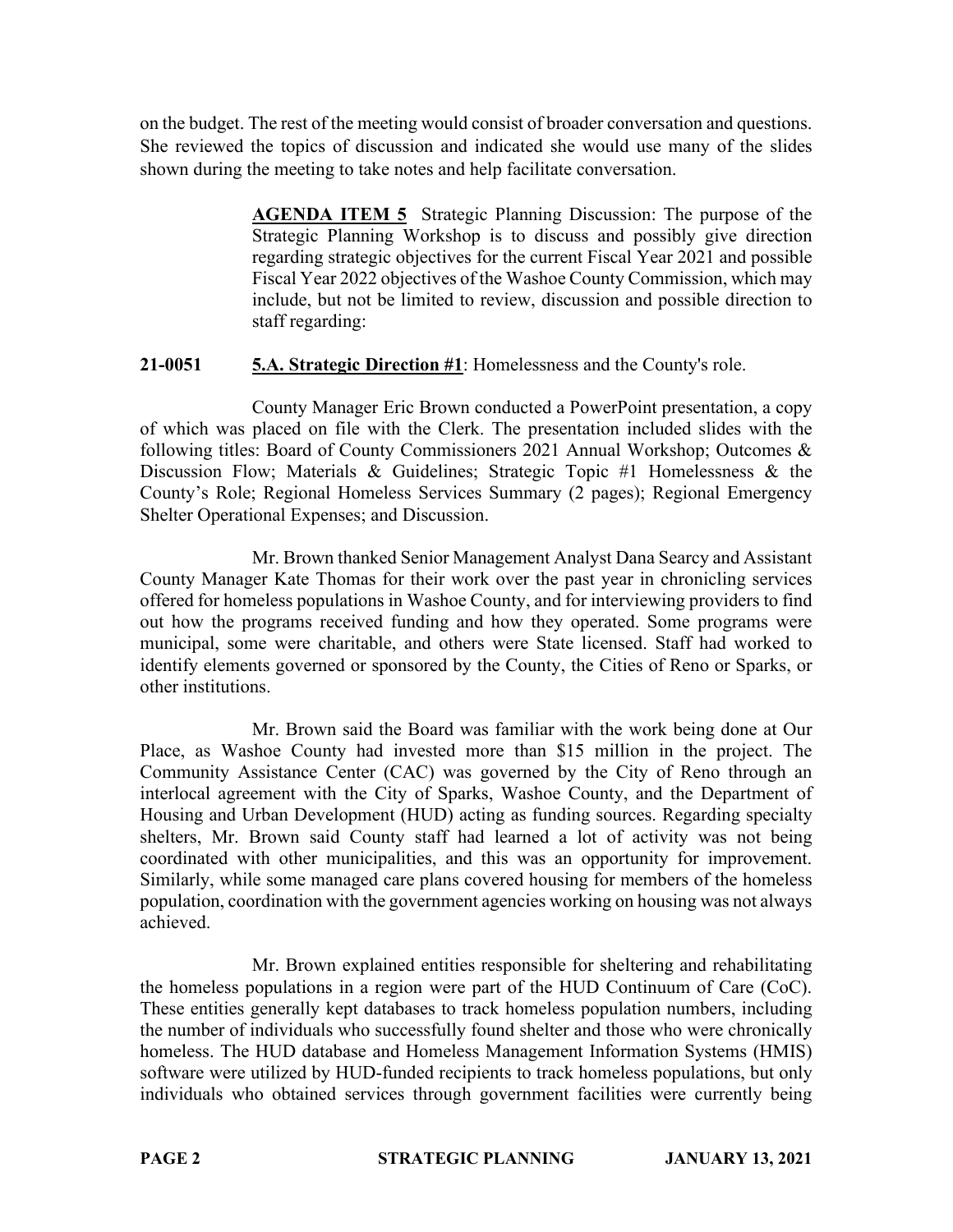on the budget. The rest of the meeting would consist of broader conversation and questions. She reviewed the topics of discussion and indicated she would use many of the slides shown during the meeting to take notes and help facilitate conversation.

**AGENDA ITEM 5** Strategic Planning Discussion: The purpose of the Strategic Planning Workshop is to discuss and possibly give direction regarding strategic objectives for the current Fiscal Year 2021 and possible Fiscal Year 2022 objectives of the Washoe County Commission, which may include, but not be limited to review, discussion and possible direction to staff regarding:

**21-0051** **5.A. Strategic Direction #1**: Homelessness and the County's role.

County Manager Eric Brown conducted a PowerPoint presentation, a copy of which was placed on file with the Clerk. The presentation included slides with the following titles: Board of County Commissioners 2021 Annual Workshop; Outcomes & Discussion Flow; Materials & Guidelines; Strategic Topic #1 Homelessness & the County's Role; Regional Homeless Services Summary (2 pages); Regional Emergency Shelter Operational Expenses; and Discussion.

Mr. Brown thanked Senior Management Analyst Dana Searcy and Assistant County Manager Kate Thomas for their work over the past year in chronicling services offered for homeless populations in Washoe County, and for interviewing providers to find out how the programs received funding and how they operated. Some programs were municipal, some were charitable, and others were State licensed. Staff had worked to identify elements governed or sponsored by the County, the Cities of Reno or Sparks, or other institutions.

Mr. Brown said the Board was familiar with the work being done at Our Place, as Washoe County had invested more than $15 million in the project. The Community Assistance Center (CAC) was governed by the City of Reno through an interlocal agreement with the City of Sparks, Washoe County, and the Department of Housing and Urban Development (HUD) acting as funding sources. Regarding specialty shelters, Mr. Brown said County staff had learned a lot of activity was not being coordinated with other municipalities, and this was an opportunity for improvement. Similarly, while some managed care plans covered housing for members of the homeless population, coordination with the government agencies working on housing was not always achieved.

Mr. Brown explained entities responsible for sheltering and rehabilitating the homeless populations in a region were part of the HUD Continuum of Care (CoC). These entities generally kept databases to track homeless population numbers, including the number of individuals who successfully found shelter and those who were chronically homeless. The HUD database and Homeless Management Information Systems (HMIS) software were utilized by HUD-funded recipients to track homeless populations, but only individuals who obtained services through government facilities were currently being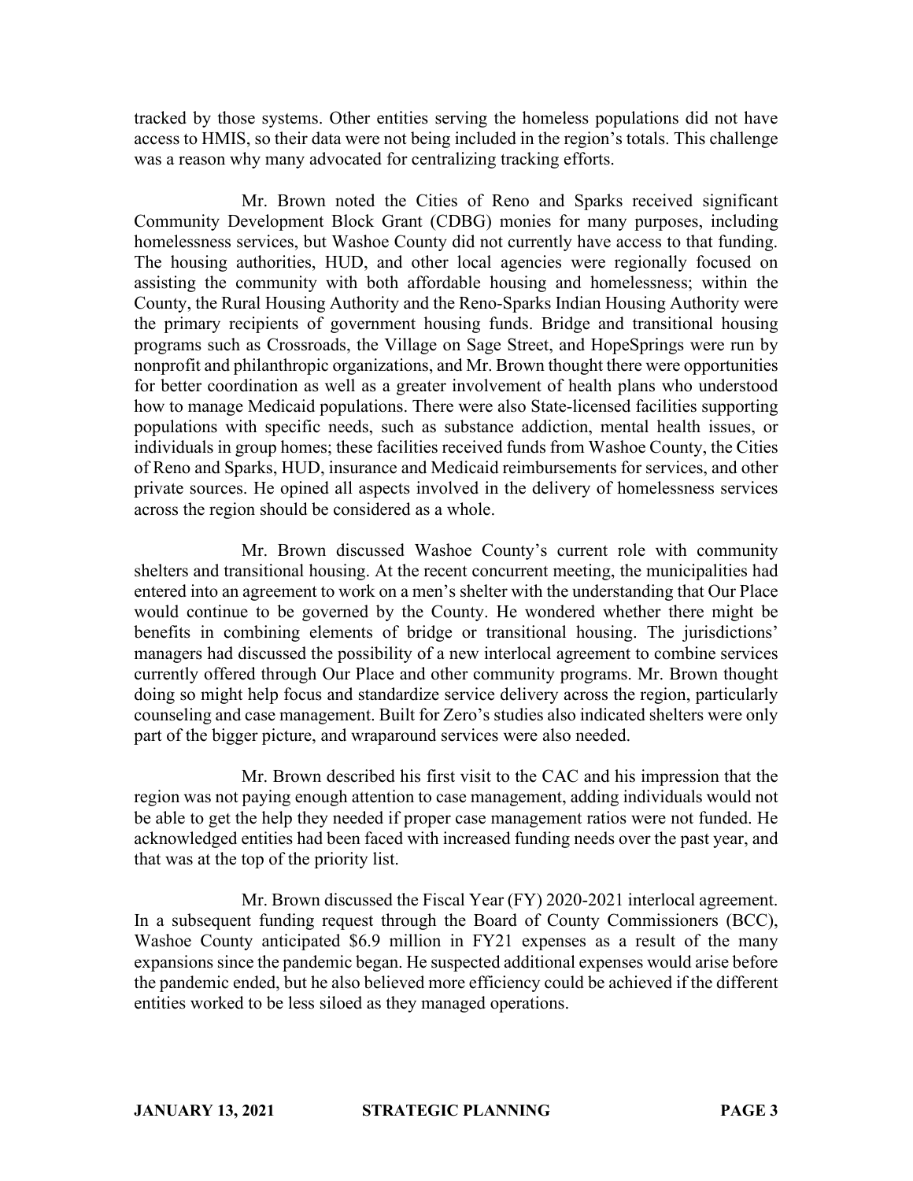tracked by those systems. Other entities serving the homeless populations did not have access to HMIS, so their data were not being included in the region's totals. This challenge was a reason why many advocated for centralizing tracking efforts.

Mr. Brown noted the Cities of Reno and Sparks received significant Community Development Block Grant (CDBG) monies for many purposes, including homelessness services, but Washoe County did not currently have access to that funding. The housing authorities, HUD, and other local agencies were regionally focused on assisting the community with both affordable housing and homelessness; within the County, the Rural Housing Authority and the Reno-Sparks Indian Housing Authority were the primary recipients of government housing funds. Bridge and transitional housing programs such as Crossroads, the Village on Sage Street, and HopeSprings were run by nonprofit and philanthropic organizations, and Mr. Brown thought there were opportunities for better coordination as well as a greater involvement of health plans who understood how to manage Medicaid populations. There were also State-licensed facilities supporting populations with specific needs, such as substance addiction, mental health issues, or individuals in group homes; these facilities received funds from Washoe County, the Cities of Reno and Sparks, HUD, insurance and Medicaid reimbursements for services, and other private sources. He opined all aspects involved in the delivery of homelessness services across the region should be considered as a whole.

Mr. Brown discussed Washoe County's current role with community shelters and transitional housing. At the recent concurrent meeting, the municipalities had entered into an agreement to work on a men's shelter with the understanding that Our Place would continue to be governed by the County. He wondered whether there might be benefits in combining elements of bridge or transitional housing. The jurisdictions' managers had discussed the possibility of a new interlocal agreement to combine services currently offered through Our Place and other community programs. Mr. Brown thought doing so might help focus and standardize service delivery across the region, particularly counseling and case management. Built for Zero's studies also indicated shelters were only part of the bigger picture, and wraparound services were also needed.

Mr. Brown described his first visit to the CAC and his impression that the region was not paying enough attention to case management, adding individuals would not be able to get the help they needed if proper case management ratios were not funded. He acknowledged entities had been faced with increased funding needs over the past year, and that was at the top of the priority list.

Mr. Brown discussed the Fiscal Year (FY) 2020-2021 interlocal agreement. In a subsequent funding request through the Board of County Commissioners (BCC), Washoe County anticipated $6.9 million in FY21 expenses as a result of the many expansions since the pandemic began. He suspected additional expenses would arise before the pandemic ended, but he also believed more efficiency could be achieved if the different entities worked to be less siloed as they managed operations.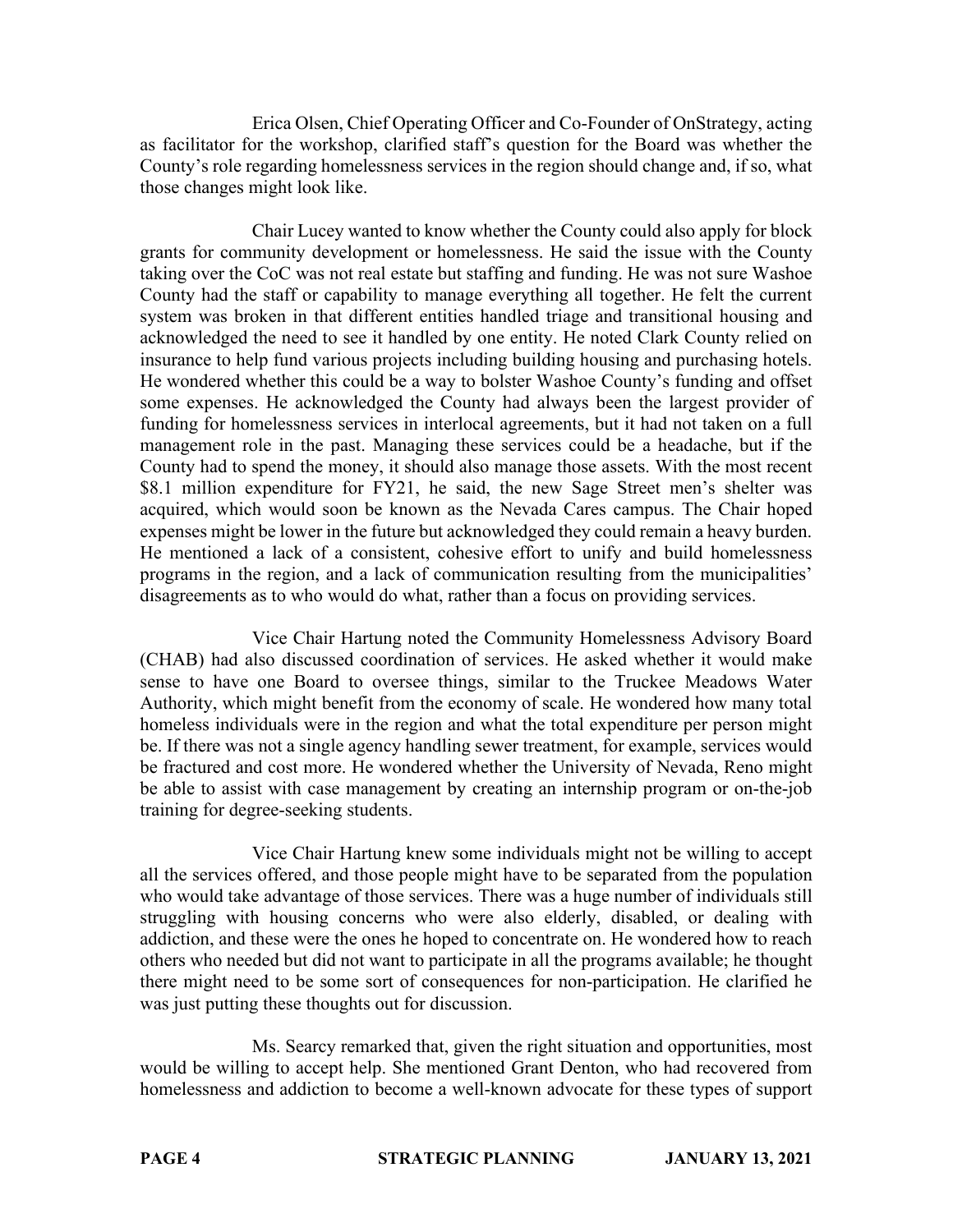Erica Olsen, Chief Operating Officer and Co-Founder of OnStrategy, acting as facilitator for the workshop, clarified staff's question for the Board was whether the County's role regarding homelessness services in the region should change and, if so, what those changes might look like.

Chair Lucey wanted to know whether the County could also apply for block grants for community development or homelessness. He said the issue with the County taking over the CoC was not real estate but staffing and funding. He was not sure Washoe County had the staff or capability to manage everything all together. He felt the current system was broken in that different entities handled triage and transitional housing and acknowledged the need to see it handled by one entity. He noted Clark County relied on insurance to help fund various projects including building housing and purchasing hotels. He wondered whether this could be a way to bolster Washoe County's funding and offset some expenses. He acknowledged the County had always been the largest provider of funding for homelessness services in interlocal agreements, but it had not taken on a full management role in the past. Managing these services could be a headache, but if the County had to spend the money, it should also manage those assets. With the most recent $8.1 million expenditure for FY21, he said, the new Sage Street men's shelter was acquired, which would soon be known as the Nevada Cares campus. The Chair hoped expenses might be lower in the future but acknowledged they could remain a heavy burden. He mentioned a lack of a consistent, cohesive effort to unify and build homelessness programs in the region, and a lack of communication resulting from the municipalities' disagreements as to who would do what, rather than a focus on providing services.

Vice Chair Hartung noted the Community Homelessness Advisory Board (CHAB) had also discussed coordination of services. He asked whether it would make sense to have one Board to oversee things, similar to the Truckee Meadows Water Authority, which might benefit from the economy of scale. He wondered how many total homeless individuals were in the region and what the total expenditure per person might be. If there was not a single agency handling sewer treatment, for example, services would be fractured and cost more. He wondered whether the University of Nevada, Reno might be able to assist with case management by creating an internship program or on-the-job training for degree-seeking students.

Vice Chair Hartung knew some individuals might not be willing to accept all the services offered, and those people might have to be separated from the population who would take advantage of those services. There was a huge number of individuals still struggling with housing concerns who were also elderly, disabled, or dealing with addiction, and these were the ones he hoped to concentrate on. He wondered how to reach others who needed but did not want to participate in all the programs available; he thought there might need to be some sort of consequences for non-participation. He clarified he was just putting these thoughts out for discussion.

Ms. Searcy remarked that, given the right situation and opportunities, most would be willing to accept help. She mentioned Grant Denton, who had recovered from homelessness and addiction to become a well-known advocate for these types of support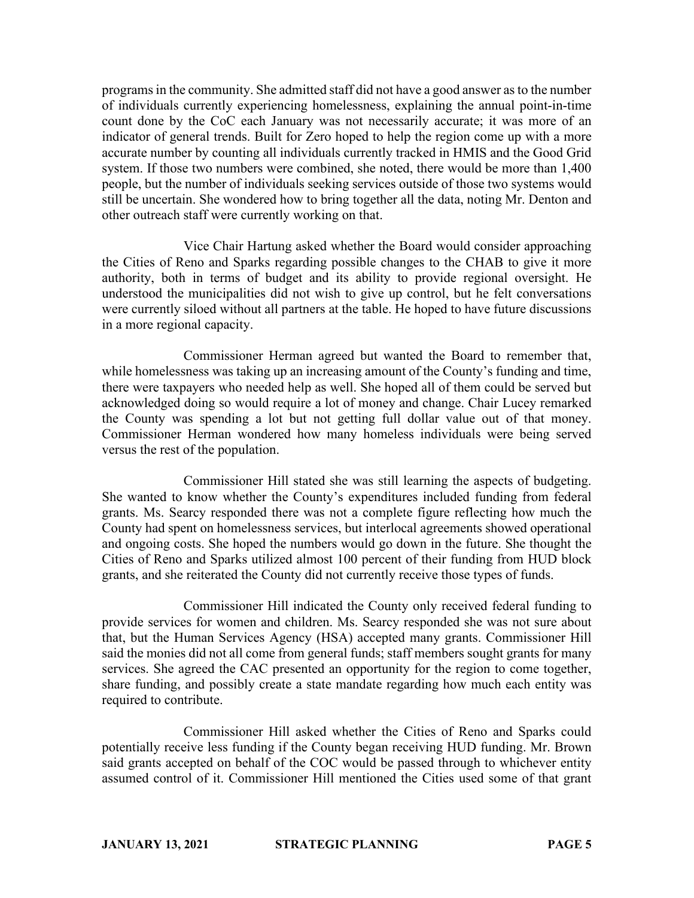programs in the community. She admitted staff did not have a good answer as to the number of individuals currently experiencing homelessness, explaining the annual point-in-time count done by the CoC each January was not necessarily accurate; it was more of an indicator of general trends. Built for Zero hoped to help the region come up with a more accurate number by counting all individuals currently tracked in HMIS and the Good Grid system. If those two numbers were combined, she noted, there would be more than 1,400 people, but the number of individuals seeking services outside of those two systems would still be uncertain. She wondered how to bring together all the data, noting Mr. Denton and other outreach staff were currently working on that.

Vice Chair Hartung asked whether the Board would consider approaching the Cities of Reno and Sparks regarding possible changes to the CHAB to give it more authority, both in terms of budget and its ability to provide regional oversight. He understood the municipalities did not wish to give up control, but he felt conversations were currently siloed without all partners at the table. He hoped to have future discussions in a more regional capacity.

Commissioner Herman agreed but wanted the Board to remember that, while homelessness was taking up an increasing amount of the County's funding and time, there were taxpayers who needed help as well. She hoped all of them could be served but acknowledged doing so would require a lot of money and change. Chair Lucey remarked the County was spending a lot but not getting full dollar value out of that money. Commissioner Herman wondered how many homeless individuals were being served versus the rest of the population.

Commissioner Hill stated she was still learning the aspects of budgeting. She wanted to know whether the County's expenditures included funding from federal grants. Ms. Searcy responded there was not a complete figure reflecting how much the County had spent on homelessness services, but interlocal agreements showed operational and ongoing costs. She hoped the numbers would go down in the future. She thought the Cities of Reno and Sparks utilized almost 100 percent of their funding from HUD block grants, and she reiterated the County did not currently receive those types of funds.

Commissioner Hill indicated the County only received federal funding to provide services for women and children. Ms. Searcy responded she was not sure about that, but the Human Services Agency (HSA) accepted many grants. Commissioner Hill said the monies did not all come from general funds; staff members sought grants for many services. She agreed the CAC presented an opportunity for the region to come together, share funding, and possibly create a state mandate regarding how much each entity was required to contribute.

Commissioner Hill asked whether the Cities of Reno and Sparks could potentially receive less funding if the County began receiving HUD funding. Mr. Brown said grants accepted on behalf of the COC would be passed through to whichever entity assumed control of it. Commissioner Hill mentioned the Cities used some of that grant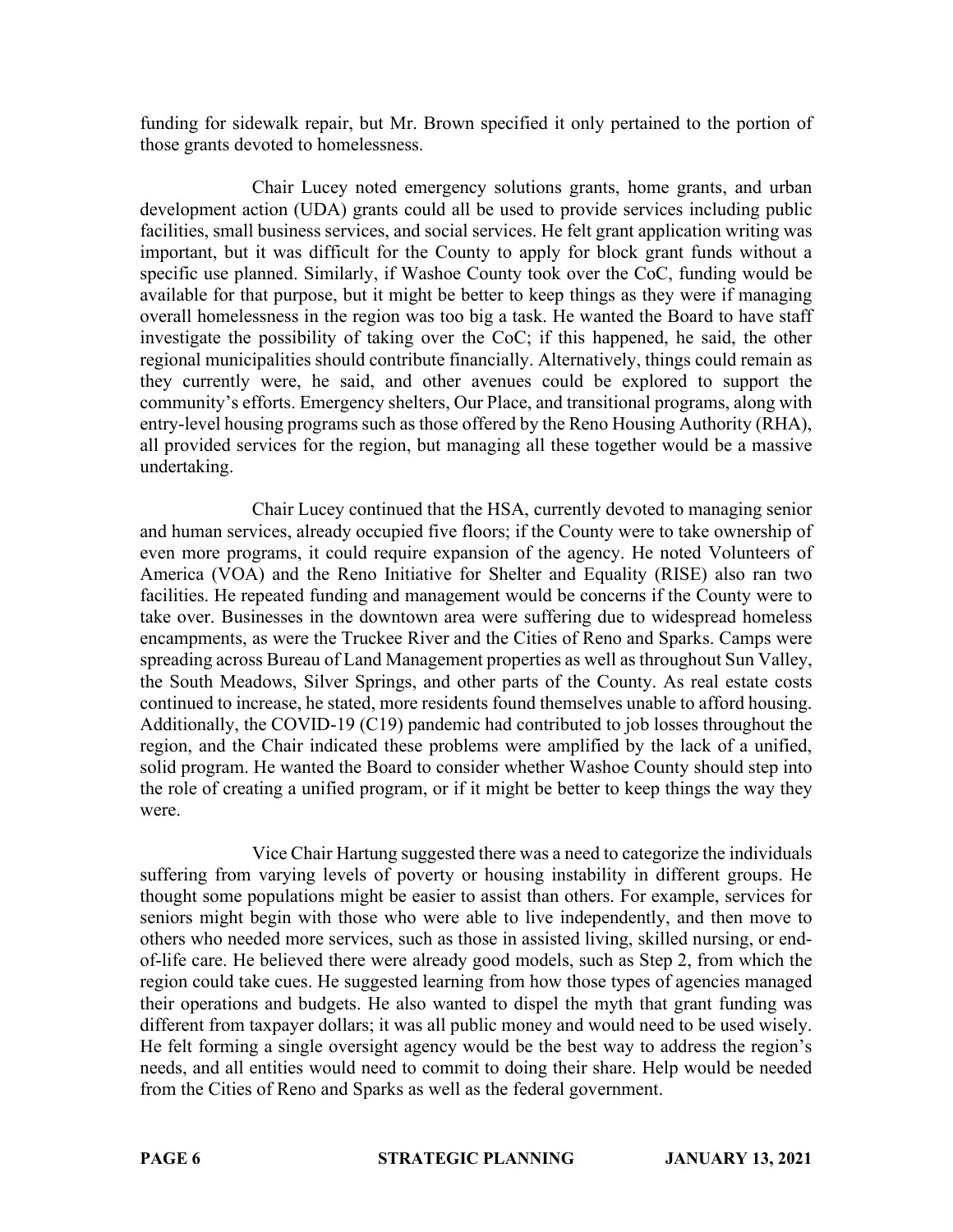funding for sidewalk repair, but Mr. Brown specified it only pertained to the portion of those grants devoted to homelessness.

Chair Lucey noted emergency solutions grants, home grants, and urban development action (UDA) grants could all be used to provide services including public facilities, small business services, and social services. He felt grant application writing was important, but it was difficult for the County to apply for block grant funds without a specific use planned. Similarly, if Washoe County took over the CoC, funding would be available for that purpose, but it might be better to keep things as they were if managing overall homelessness in the region was too big a task. He wanted the Board to have staff investigate the possibility of taking over the CoC; if this happened, he said, the other regional municipalities should contribute financially. Alternatively, things could remain as they currently were, he said, and other avenues could be explored to support the community's efforts. Emergency shelters, Our Place, and transitional programs, along with entry-level housing programs such as those offered by the Reno Housing Authority (RHA), all provided services for the region, but managing all these together would be a massive undertaking.

Chair Lucey continued that the HSA, currently devoted to managing senior and human services, already occupied five floors; if the County were to take ownership of even more programs, it could require expansion of the agency. He noted Volunteers of America (VOA) and the Reno Initiative for Shelter and Equality (RISE) also ran two facilities. He repeated funding and management would be concerns if the County were to take over. Businesses in the downtown area were suffering due to widespread homeless encampments, as were the Truckee River and the Cities of Reno and Sparks. Camps were spreading across Bureau of Land Management properties as well as throughout Sun Valley, the South Meadows, Silver Springs, and other parts of the County. As real estate costs continued to increase, he stated, more residents found themselves unable to afford housing. Additionally, the COVID-19 (C19) pandemic had contributed to job losses throughout the region, and the Chair indicated these problems were amplified by the lack of a unified, solid program. He wanted the Board to consider whether Washoe County should step into the role of creating a unified program, or if it might be better to keep things the way they were.

Vice Chair Hartung suggested there was a need to categorize the individuals suffering from varying levels of poverty or housing instability in different groups. He thought some populations might be easier to assist than others. For example, services for seniors might begin with those who were able to live independently, and then move to others who needed more services, such as those in assisted living, skilled nursing, or end-of-life care. He believed there were already good models, such as Step 2, from which the region could take cues. He suggested learning from how those types of agencies managed their operations and budgets. He also wanted to dispel the myth that grant funding was different from taxpayer dollars; it was all public money and would need to be used wisely. He felt forming a single oversight agency would be the best way to address the region's needs, and all entities would need to commit to doing their share. Help would be needed from the Cities of Reno and Sparks as well as the federal government.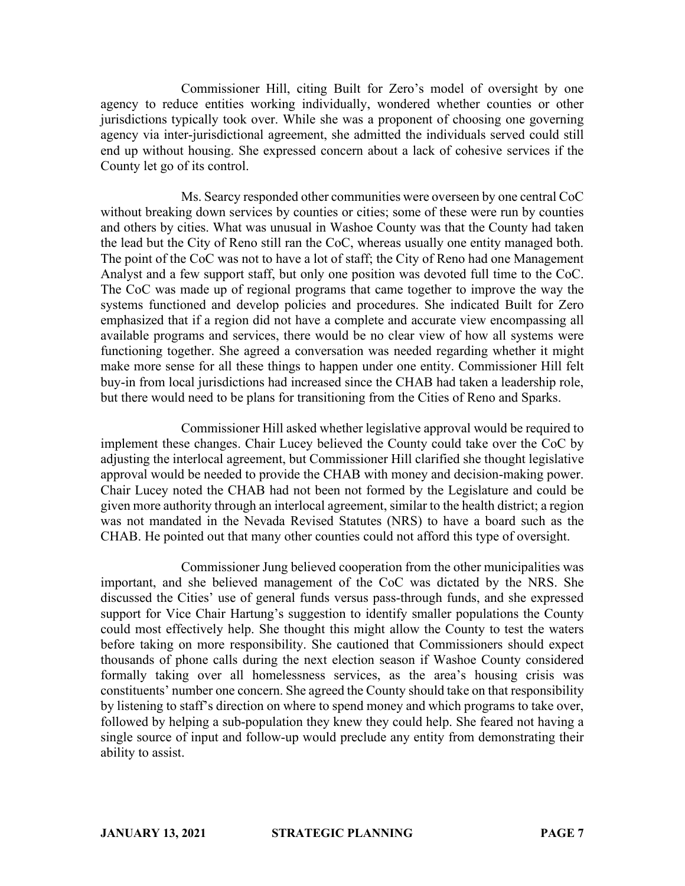Commissioner Hill, citing Built for Zero's model of oversight by one agency to reduce entities working individually, wondered whether counties or other jurisdictions typically took over. While she was a proponent of choosing one governing agency via inter-jurisdictional agreement, she admitted the individuals served could still end up without housing. She expressed concern about a lack of cohesive services if the County let go of its control.

Ms. Searcy responded other communities were overseen by one central CoC without breaking down services by counties or cities; some of these were run by counties and others by cities. What was unusual in Washoe County was that the County had taken the lead but the City of Reno still ran the CoC, whereas usually one entity managed both. The point of the CoC was not to have a lot of staff; the City of Reno had one Management Analyst and a few support staff, but only one position was devoted full time to the CoC. The CoC was made up of regional programs that came together to improve the way the systems functioned and develop policies and procedures. She indicated Built for Zero emphasized that if a region did not have a complete and accurate view encompassing all available programs and services, there would be no clear view of how all systems were functioning together. She agreed a conversation was needed regarding whether it might make more sense for all these things to happen under one entity. Commissioner Hill felt buy-in from local jurisdictions had increased since the CHAB had taken a leadership role, but there would need to be plans for transitioning from the Cities of Reno and Sparks.

Commissioner Hill asked whether legislative approval would be required to implement these changes. Chair Lucey believed the County could take over the CoC by adjusting the interlocal agreement, but Commissioner Hill clarified she thought legislative approval would be needed to provide the CHAB with money and decision-making power. Chair Lucey noted the CHAB had not been not formed by the Legislature and could be given more authority through an interlocal agreement, similar to the health district; a region was not mandated in the Nevada Revised Statutes (NRS) to have a board such as the CHAB. He pointed out that many other counties could not afford this type of oversight.

Commissioner Jung believed cooperation from the other municipalities was important, and she believed management of the CoC was dictated by the NRS. She discussed the Cities' use of general funds versus pass-through funds, and she expressed support for Vice Chair Hartung's suggestion to identify smaller populations the County could most effectively help. She thought this might allow the County to test the waters before taking on more responsibility. She cautioned that Commissioners should expect thousands of phone calls during the next election season if Washoe County considered formally taking over all homelessness services, as the area's housing crisis was constituents' number one concern. She agreed the County should take on that responsibility by listening to staff's direction on where to spend money and which programs to take over, followed by helping a sub-population they knew they could help. She feared not having a single source of input and follow-up would preclude any entity from demonstrating their ability to assist.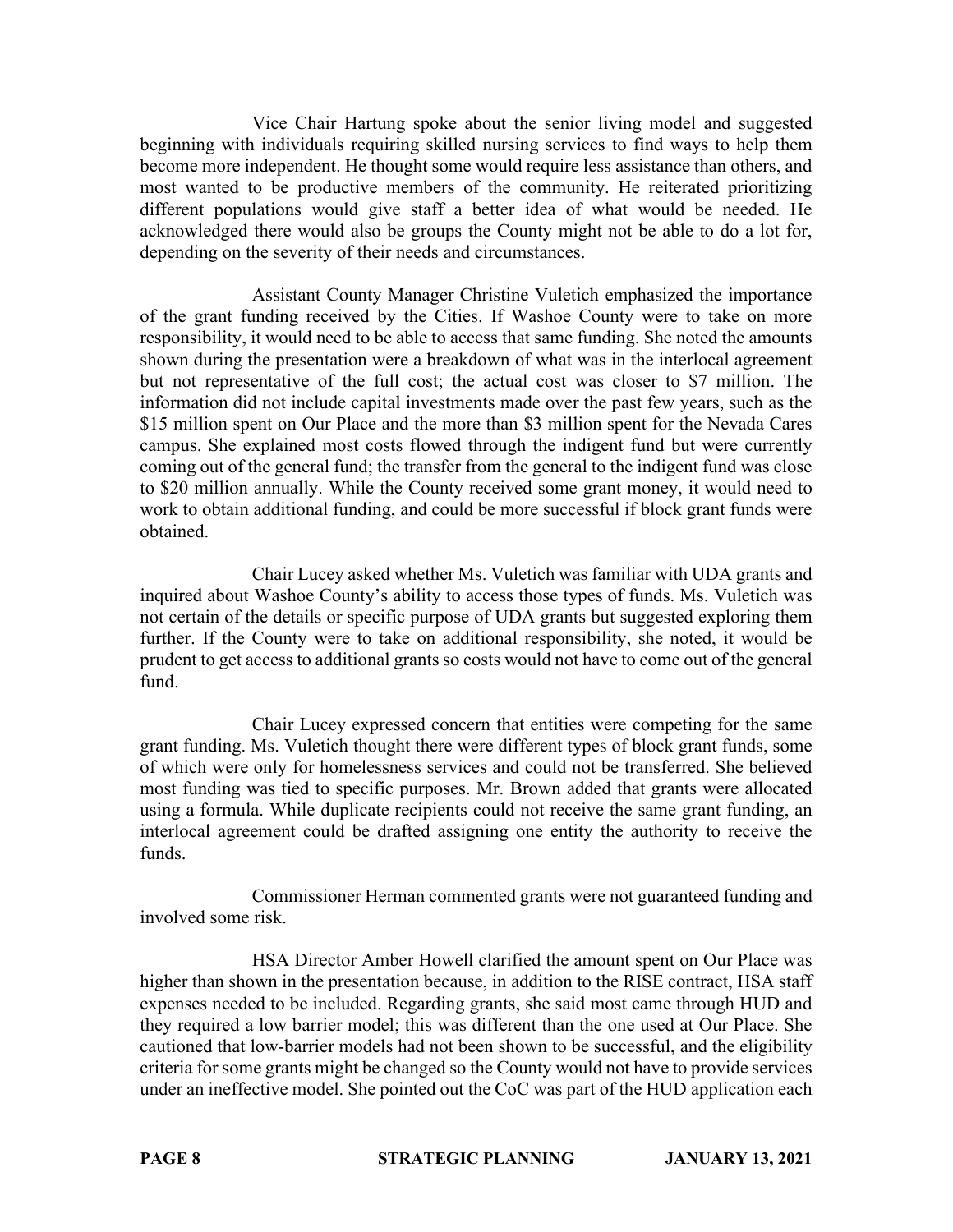Vice Chair Hartung spoke about the senior living model and suggested beginning with individuals requiring skilled nursing services to find ways to help them become more independent. He thought some would require less assistance than others, and most wanted to be productive members of the community. He reiterated prioritizing different populations would give staff a better idea of what would be needed. He acknowledged there would also be groups the County might not be able to do a lot for, depending on the severity of their needs and circumstances.

Assistant County Manager Christine Vuletich emphasized the importance of the grant funding received by the Cities. If Washoe County were to take on more responsibility, it would need to be able to access that same funding. She noted the amounts shown during the presentation were a breakdown of what was in the interlocal agreement but not representative of the full cost; the actual cost was closer to $7 million. The information did not include capital investments made over the past few years, such as the $15 million spent on Our Place and the more than $3 million spent for the Nevada Cares campus. She explained most costs flowed through the indigent fund but were currently coming out of the general fund; the transfer from the general to the indigent fund was close to $20 million annually. While the County received some grant money, it would need to work to obtain additional funding, and could be more successful if block grant funds were obtained.

Chair Lucey asked whether Ms. Vuletich was familiar with UDA grants and inquired about Washoe County's ability to access those types of funds. Ms. Vuletich was not certain of the details or specific purpose of UDA grants but suggested exploring them further. If the County were to take on additional responsibility, she noted, it would be prudent to get access to additional grants so costs would not have to come out of the general fund.

Chair Lucey expressed concern that entities were competing for the same grant funding. Ms. Vuletich thought there were different types of block grant funds, some of which were only for homelessness services and could not be transferred. She believed most funding was tied to specific purposes. Mr. Brown added that grants were allocated using a formula. While duplicate recipients could not receive the same grant funding, an interlocal agreement could be drafted assigning one entity the authority to receive the funds.

Commissioner Herman commented grants were not guaranteed funding and involved some risk.

HSA Director Amber Howell clarified the amount spent on Our Place was higher than shown in the presentation because, in addition to the RISE contract, HSA staff expenses needed to be included. Regarding grants, she said most came through HUD and they required a low barrier model; this was different than the one used at Our Place. She cautioned that low-barrier models had not been shown to be successful, and the eligibility criteria for some grants might be changed so the County would not have to provide services under an ineffective model. She pointed out the CoC was part of the HUD application each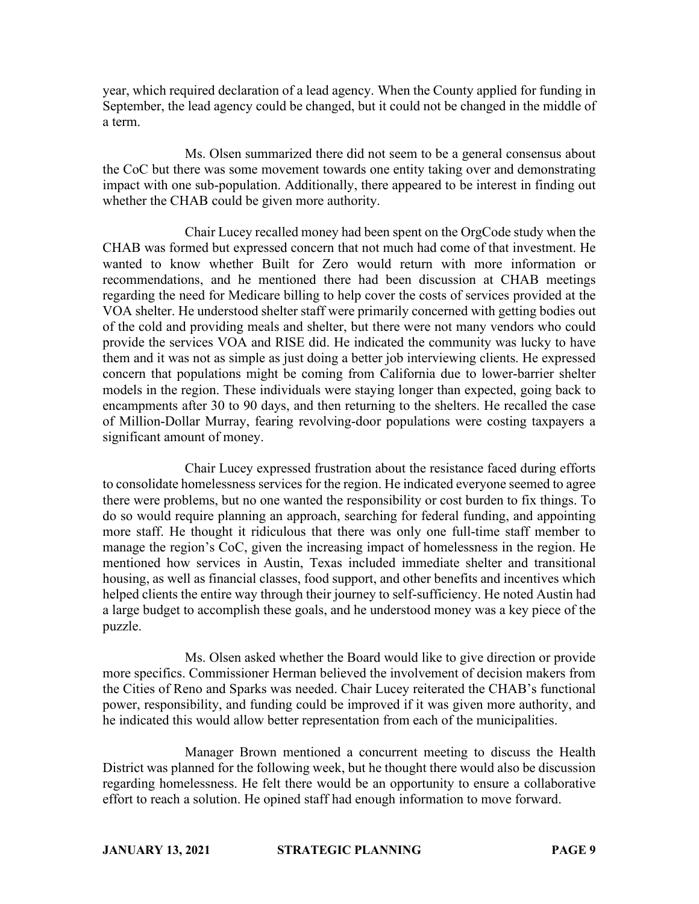year, which required declaration of a lead agency. When the County applied for funding in September, the lead agency could be changed, but it could not be changed in the middle of a term.

Ms. Olsen summarized there did not seem to be a general consensus about the CoC but there was some movement towards one entity taking over and demonstrating impact with one sub-population. Additionally, there appeared to be interest in finding out whether the CHAB could be given more authority.

Chair Lucey recalled money had been spent on the OrgCode study when the CHAB was formed but expressed concern that not much had come of that investment. He wanted to know whether Built for Zero would return with more information or recommendations, and he mentioned there had been discussion at CHAB meetings regarding the need for Medicare billing to help cover the costs of services provided at the VOA shelter. He understood shelter staff were primarily concerned with getting bodies out of the cold and providing meals and shelter, but there were not many vendors who could provide the services VOA and RISE did. He indicated the community was lucky to have them and it was not as simple as just doing a better job interviewing clients. He expressed concern that populations might be coming from California due to lower-barrier shelter models in the region. These individuals were staying longer than expected, going back to encampments after 30 to 90 days, and then returning to the shelters. He recalled the case of Million-Dollar Murray, fearing revolving-door populations were costing taxpayers a significant amount of money.

Chair Lucey expressed frustration about the resistance faced during efforts to consolidate homelessness services for the region. He indicated everyone seemed to agree there were problems, but no one wanted the responsibility or cost burden to fix things. To do so would require planning an approach, searching for federal funding, and appointing more staff. He thought it ridiculous that there was only one full-time staff member to manage the region's CoC, given the increasing impact of homelessness in the region. He mentioned how services in Austin, Texas included immediate shelter and transitional housing, as well as financial classes, food support, and other benefits and incentives which helped clients the entire way through their journey to self-sufficiency. He noted Austin had a large budget to accomplish these goals, and he understood money was a key piece of the puzzle.

Ms. Olsen asked whether the Board would like to give direction or provide more specifics. Commissioner Herman believed the involvement of decision makers from the Cities of Reno and Sparks was needed. Chair Lucey reiterated the CHAB's functional power, responsibility, and funding could be improved if it was given more authority, and he indicated this would allow better representation from each of the municipalities.

Manager Brown mentioned a concurrent meeting to discuss the Health District was planned for the following week, but he thought there would also be discussion regarding homelessness. He felt there would be an opportunity to ensure a collaborative effort to reach a solution. He opined staff had enough information to move forward.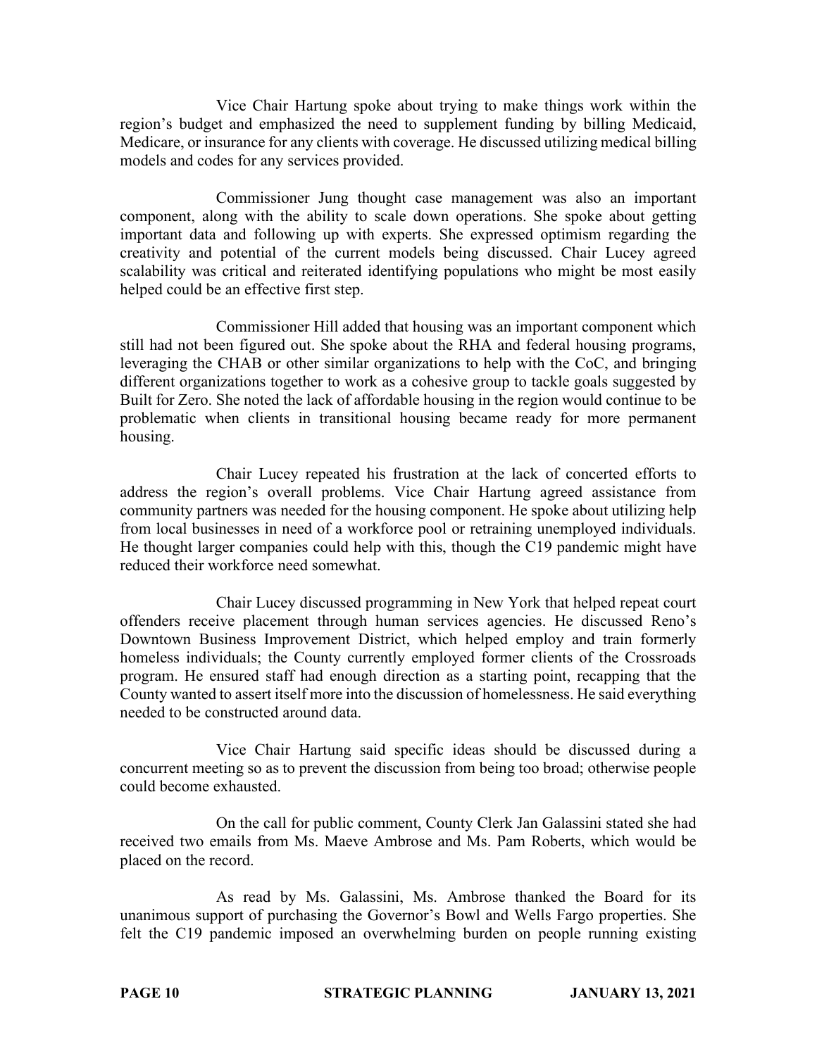Vice Chair Hartung spoke about trying to make things work within the region's budget and emphasized the need to supplement funding by billing Medicaid, Medicare, or insurance for any clients with coverage. He discussed utilizing medical billing models and codes for any services provided.

Commissioner Jung thought case management was also an important component, along with the ability to scale down operations. She spoke about getting important data and following up with experts. She expressed optimism regarding the creativity and potential of the current models being discussed. Chair Lucey agreed scalability was critical and reiterated identifying populations who might be most easily helped could be an effective first step.

Commissioner Hill added that housing was an important component which still had not been figured out. She spoke about the RHA and federal housing programs, leveraging the CHAB or other similar organizations to help with the CoC, and bringing different organizations together to work as a cohesive group to tackle goals suggested by Built for Zero. She noted the lack of affordable housing in the region would continue to be problematic when clients in transitional housing became ready for more permanent housing.

Chair Lucey repeated his frustration at the lack of concerted efforts to address the region's overall problems. Vice Chair Hartung agreed assistance from community partners was needed for the housing component. He spoke about utilizing help from local businesses in need of a workforce pool or retraining unemployed individuals. He thought larger companies could help with this, though the C19 pandemic might have reduced their workforce need somewhat.

Chair Lucey discussed programming in New York that helped repeat court offenders receive placement through human services agencies. He discussed Reno's Downtown Business Improvement District, which helped employ and train formerly homeless individuals; the County currently employed former clients of the Crossroads program. He ensured staff had enough direction as a starting point, recapping that the County wanted to assert itself more into the discussion of homelessness. He said everything needed to be constructed around data.

Vice Chair Hartung said specific ideas should be discussed during a concurrent meeting so as to prevent the discussion from being too broad; otherwise people could become exhausted.

On the call for public comment, County Clerk Jan Galassini stated she had received two emails from Ms. Maeve Ambrose and Ms. Pam Roberts, which would be placed on the record.

As read by Ms. Galassini, Ms. Ambrose thanked the Board for its unanimous support of purchasing the Governor's Bowl and Wells Fargo properties. She felt the C19 pandemic imposed an overwhelming burden on people running existing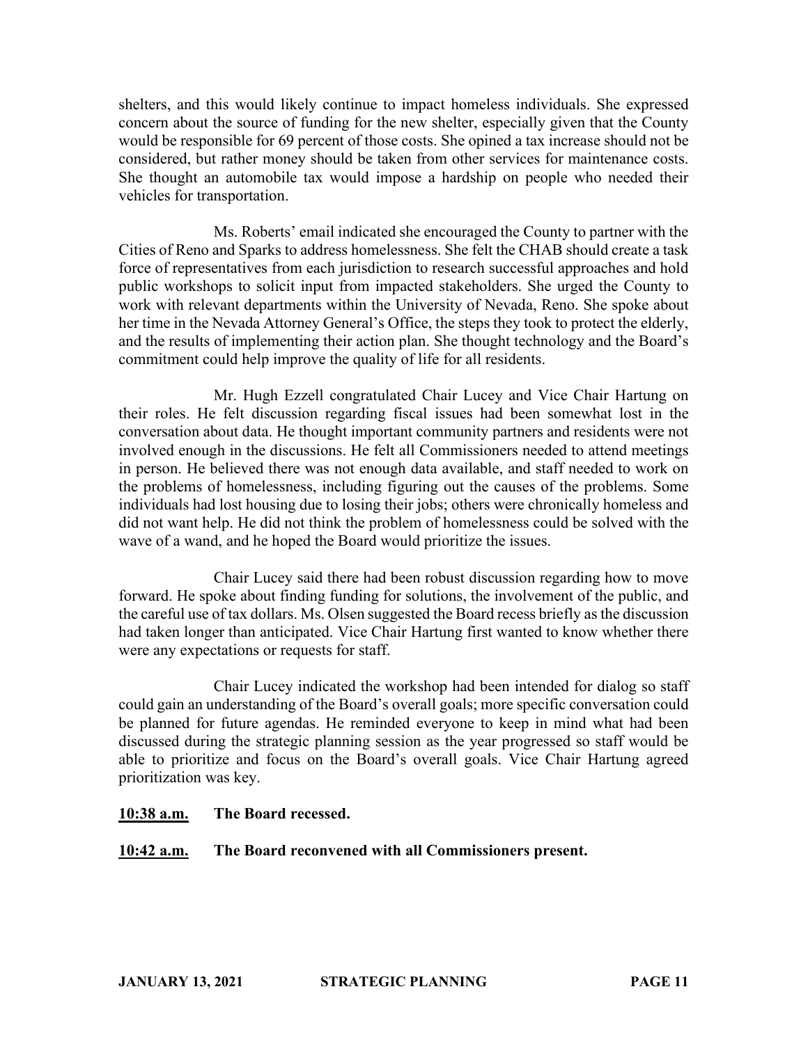shelters, and this would likely continue to impact homeless individuals. She expressed concern about the source of funding for the new shelter, especially given that the County would be responsible for 69 percent of those costs. She opined a tax increase should not be considered, but rather money should be taken from other services for maintenance costs. She thought an automobile tax would impose a hardship on people who needed their vehicles for transportation.

Ms. Roberts' email indicated she encouraged the County to partner with the Cities of Reno and Sparks to address homelessness. She felt the CHAB should create a task force of representatives from each jurisdiction to research successful approaches and hold public workshops to solicit input from impacted stakeholders. She urged the County to work with relevant departments within the University of Nevada, Reno. She spoke about her time in the Nevada Attorney General's Office, the steps they took to protect the elderly, and the results of implementing their action plan. She thought technology and the Board's commitment could help improve the quality of life for all residents.

Mr. Hugh Ezzell congratulated Chair Lucey and Vice Chair Hartung on their roles. He felt discussion regarding fiscal issues had been somewhat lost in the conversation about data. He thought important community partners and residents were not involved enough in the discussions. He felt all Commissioners needed to attend meetings in person. He believed there was not enough data available, and staff needed to work on the problems of homelessness, including figuring out the causes of the problems. Some individuals had lost housing due to losing their jobs; others were chronically homeless and did not want help. He did not think the problem of homelessness could be solved with the wave of a wand, and he hoped the Board would prioritize the issues.

Chair Lucey said there had been robust discussion regarding how to move forward. He spoke about finding funding for solutions, the involvement of the public, and the careful use of tax dollars. Ms. Olsen suggested the Board recess briefly as the discussion had taken longer than anticipated. Vice Chair Hartung first wanted to know whether there were any expectations or requests for staff.

Chair Lucey indicated the workshop had been intended for dialog so staff could gain an understanding of the Board's overall goals; more specific conversation could be planned for future agendas. He reminded everyone to keep in mind what had been discussed during the strategic planning session as the year progressed so staff would be able to prioritize and focus on the Board's overall goals. Vice Chair Hartung agreed prioritization was key.

**10:38 a.m. The Board recessed.**

**10:42 a.m. The Board reconvened with all Commissioners present.**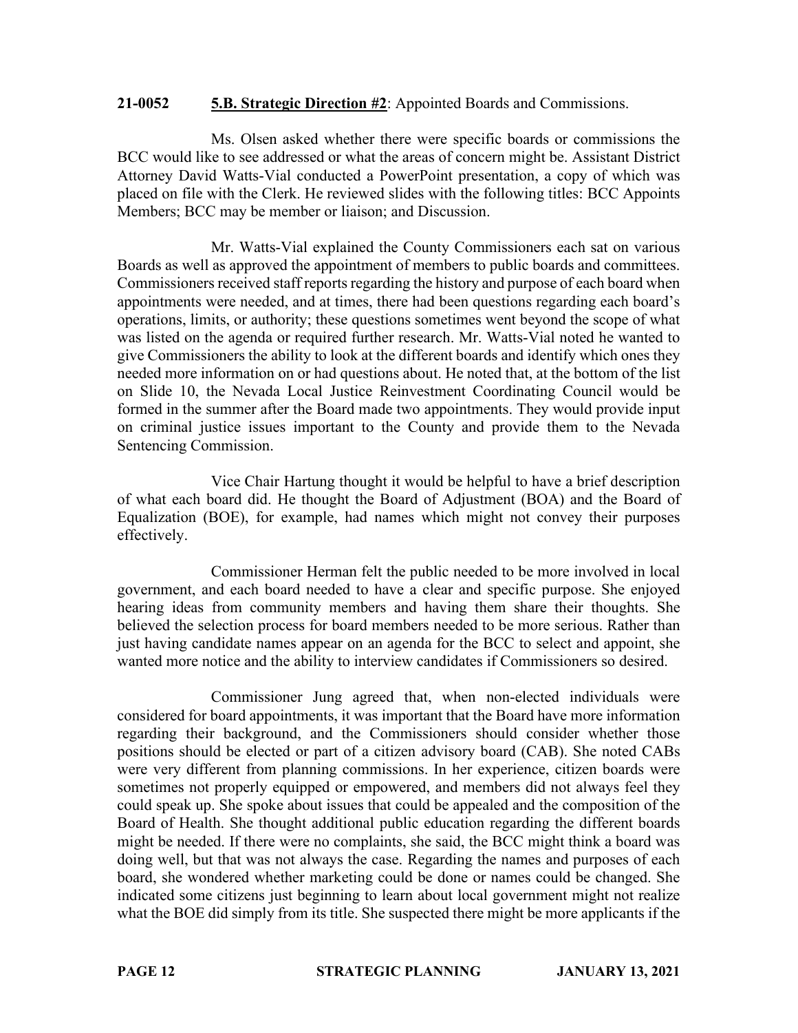**21-0052 5.B. Strategic Direction #2**: Appointed Boards and Commissions.

Ms. Olsen asked whether there were specific boards or commissions the BCC would like to see addressed or what the areas of concern might be. Assistant District Attorney David Watts-Vial conducted a PowerPoint presentation, a copy of which was placed on file with the Clerk. He reviewed slides with the following titles: BCC Appoints Members; BCC may be member or liaison; and Discussion.

Mr. Watts-Vial explained the County Commissioners each sat on various Boards as well as approved the appointment of members to public boards and committees. Commissioners received staff reports regarding the history and purpose of each board when appointments were needed, and at times, there had been questions regarding each board's operations, limits, or authority; these questions sometimes went beyond the scope of what was listed on the agenda or required further research. Mr. Watts-Vial noted he wanted to give Commissioners the ability to look at the different boards and identify which ones they needed more information on or had questions about. He noted that, at the bottom of the list on Slide 10, the Nevada Local Justice Reinvestment Coordinating Council would be formed in the summer after the Board made two appointments. They would provide input on criminal justice issues important to the County and provide them to the Nevada Sentencing Commission.

Vice Chair Hartung thought it would be helpful to have a brief description of what each board did. He thought the Board of Adjustment (BOA) and the Board of Equalization (BOE), for example, had names which might not convey their purposes effectively.

Commissioner Herman felt the public needed to be more involved in local government, and each board needed to have a clear and specific purpose. She enjoyed hearing ideas from community members and having them share their thoughts. She believed the selection process for board members needed to be more serious. Rather than just having candidate names appear on an agenda for the BCC to select and appoint, she wanted more notice and the ability to interview candidates if Commissioners so desired.

Commissioner Jung agreed that, when non-elected individuals were considered for board appointments, it was important that the Board have more information regarding their background, and the Commissioners should consider whether those positions should be elected or part of a citizen advisory board (CAB). She noted CABs were very different from planning commissions. In her experience, citizen boards were sometimes not properly equipped or empowered, and members did not always feel they could speak up. She spoke about issues that could be appealed and the composition of the Board of Health. She thought additional public education regarding the different boards might be needed. If there were no complaints, she said, the BCC might think a board was doing well, but that was not always the case. Regarding the names and purposes of each board, she wondered whether marketing could be done or names could be changed. She indicated some citizens just beginning to learn about local government might not realize what the BOE did simply from its title. She suspected there might be more applicants if the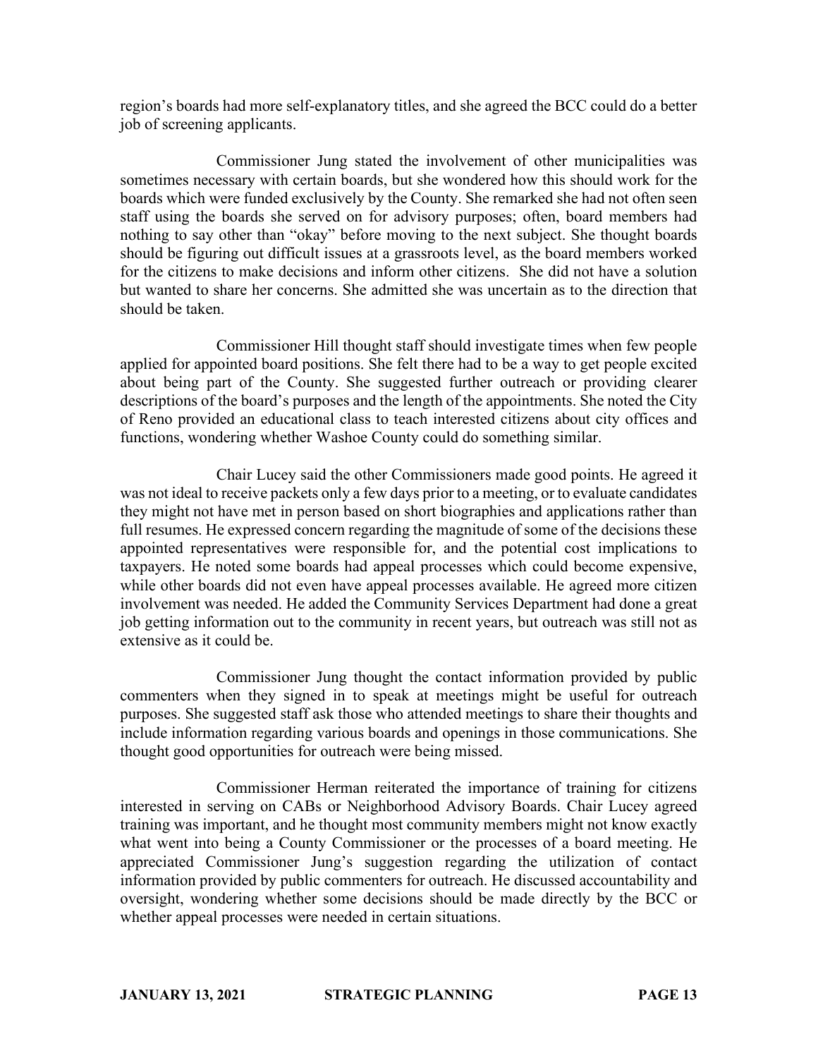region's boards had more self-explanatory titles, and she agreed the BCC could do a better job of screening applicants.

Commissioner Jung stated the involvement of other municipalities was sometimes necessary with certain boards, but she wondered how this should work for the boards which were funded exclusively by the County. She remarked she had not often seen staff using the boards she served on for advisory purposes; often, board members had nothing to say other than "okay" before moving to the next subject. She thought boards should be figuring out difficult issues at a grassroots level, as the board members worked for the citizens to make decisions and inform other citizens. She did not have a solution but wanted to share her concerns. She admitted she was uncertain as to the direction that should be taken.

Commissioner Hill thought staff should investigate times when few people applied for appointed board positions. She felt there had to be a way to get people excited about being part of the County. She suggested further outreach or providing clearer descriptions of the board's purposes and the length of the appointments. She noted the City of Reno provided an educational class to teach interested citizens about city offices and functions, wondering whether Washoe County could do something similar.

Chair Lucey said the other Commissioners made good points. He agreed it was not ideal to receive packets only a few days prior to a meeting, or to evaluate candidates they might not have met in person based on short biographies and applications rather than full resumes. He expressed concern regarding the magnitude of some of the decisions these appointed representatives were responsible for, and the potential cost implications to taxpayers. He noted some boards had appeal processes which could become expensive, while other boards did not even have appeal processes available. He agreed more citizen involvement was needed. He added the Community Services Department had done a great job getting information out to the community in recent years, but outreach was still not as extensive as it could be.

Commissioner Jung thought the contact information provided by public commenters when they signed in to speak at meetings might be useful for outreach purposes. She suggested staff ask those who attended meetings to share their thoughts and include information regarding various boards and openings in those communications. She thought good opportunities for outreach were being missed.

Commissioner Herman reiterated the importance of training for citizens interested in serving on CABs or Neighborhood Advisory Boards. Chair Lucey agreed training was important, and he thought most community members might not know exactly what went into being a County Commissioner or the processes of a board meeting. He appreciated Commissioner Jung's suggestion regarding the utilization of contact information provided by public commenters for outreach. He discussed accountability and oversight, wondering whether some decisions should be made directly by the BCC or whether appeal processes were needed in certain situations.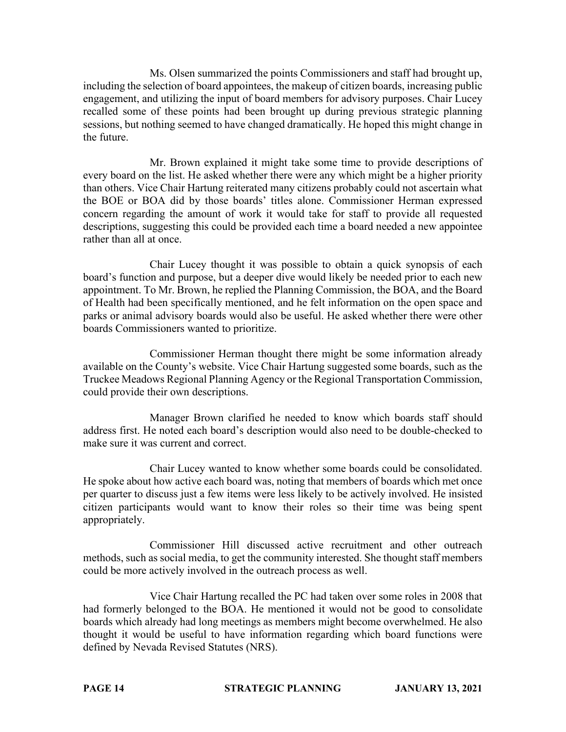Ms. Olsen summarized the points Commissioners and staff had brought up, including the selection of board appointees, the makeup of citizen boards, increasing public engagement, and utilizing the input of board members for advisory purposes. Chair Lucey recalled some of these points had been brought up during previous strategic planning sessions, but nothing seemed to have changed dramatically. He hoped this might change in the future.

Mr. Brown explained it might take some time to provide descriptions of every board on the list. He asked whether there were any which might be a higher priority than others. Vice Chair Hartung reiterated many citizens probably could not ascertain what the BOE or BOA did by those boards' titles alone. Commissioner Herman expressed concern regarding the amount of work it would take for staff to provide all requested descriptions, suggesting this could be provided each time a board needed a new appointee rather than all at once.

Chair Lucey thought it was possible to obtain a quick synopsis of each board's function and purpose, but a deeper dive would likely be needed prior to each new appointment. To Mr. Brown, he replied the Planning Commission, the BOA, and the Board of Health had been specifically mentioned, and he felt information on the open space and parks or animal advisory boards would also be useful. He asked whether there were other boards Commissioners wanted to prioritize.

Commissioner Herman thought there might be some information already available on the County's website. Vice Chair Hartung suggested some boards, such as the Truckee Meadows Regional Planning Agency or the Regional Transportation Commission, could provide their own descriptions.

Manager Brown clarified he needed to know which boards staff should address first. He noted each board's description would also need to be double-checked to make sure it was current and correct.

Chair Lucey wanted to know whether some boards could be consolidated. He spoke about how active each board was, noting that members of boards which met once per quarter to discuss just a few items were less likely to be actively involved. He insisted citizen participants would want to know their roles so their time was being spent appropriately.

Commissioner Hill discussed active recruitment and other outreach methods, such as social media, to get the community interested. She thought staff members could be more actively involved in the outreach process as well.

Vice Chair Hartung recalled the PC had taken over some roles in 2008 that had formerly belonged to the BOA. He mentioned it would not be good to consolidate boards which already had long meetings as members might become overwhelmed. He also thought it would be useful to have information regarding which board functions were defined by Nevada Revised Statutes (NRS).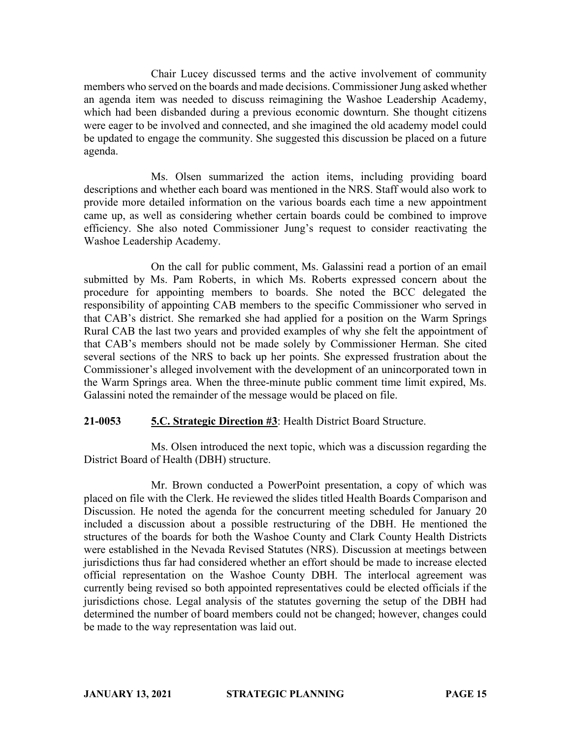Chair Lucey discussed terms and the active involvement of community members who served on the boards and made decisions. Commissioner Jung asked whether an agenda item was needed to discuss reimagining the Washoe Leadership Academy, which had been disbanded during a previous economic downturn. She thought citizens were eager to be involved and connected, and she imagined the old academy model could be updated to engage the community. She suggested this discussion be placed on a future agenda.

Ms. Olsen summarized the action items, including providing board descriptions and whether each board was mentioned in the NRS. Staff would also work to provide more detailed information on the various boards each time a new appointment came up, as well as considering whether certain boards could be combined to improve efficiency. She also noted Commissioner Jung's request to consider reactivating the Washoe Leadership Academy.

On the call for public comment, Ms. Galassini read a portion of an email submitted by Ms. Pam Roberts, in which Ms. Roberts expressed concern about the procedure for appointing members to boards. She noted the BCC delegated the responsibility of appointing CAB members to the specific Commissioner who served in that CAB's district. She remarked she had applied for a position on the Warm Springs Rural CAB the last two years and provided examples of why she felt the appointment of that CAB's members should not be made solely by Commissioner Herman. She cited several sections of the NRS to back up her points. She expressed frustration about the Commissioner's alleged involvement with the development of an unincorporated town in the Warm Springs area. When the three-minute public comment time limit expired, Ms. Galassini noted the remainder of the message would be placed on file.

**21-0053 <u>5.C. Strategic Direction #3</u>**: Health District Board Structure.

Ms. Olsen introduced the next topic, which was a discussion regarding the District Board of Health (DBH) structure.

Mr. Brown conducted a PowerPoint presentation, a copy of which was placed on file with the Clerk. He reviewed the slides titled Health Boards Comparison and Discussion. He noted the agenda for the concurrent meeting scheduled for January 20 included a discussion about a possible restructuring of the DBH. He mentioned the structures of the boards for both the Washoe County and Clark County Health Districts were established in the Nevada Revised Statutes (NRS). Discussion at meetings between jurisdictions thus far had considered whether an effort should be made to increase elected official representation on the Washoe County DBH. The interlocal agreement was currently being revised so both appointed representatives could be elected officials if the jurisdictions chose. Legal analysis of the statutes governing the setup of the DBH had determined the number of board members could not be changed; however, changes could be made to the way representation was laid out.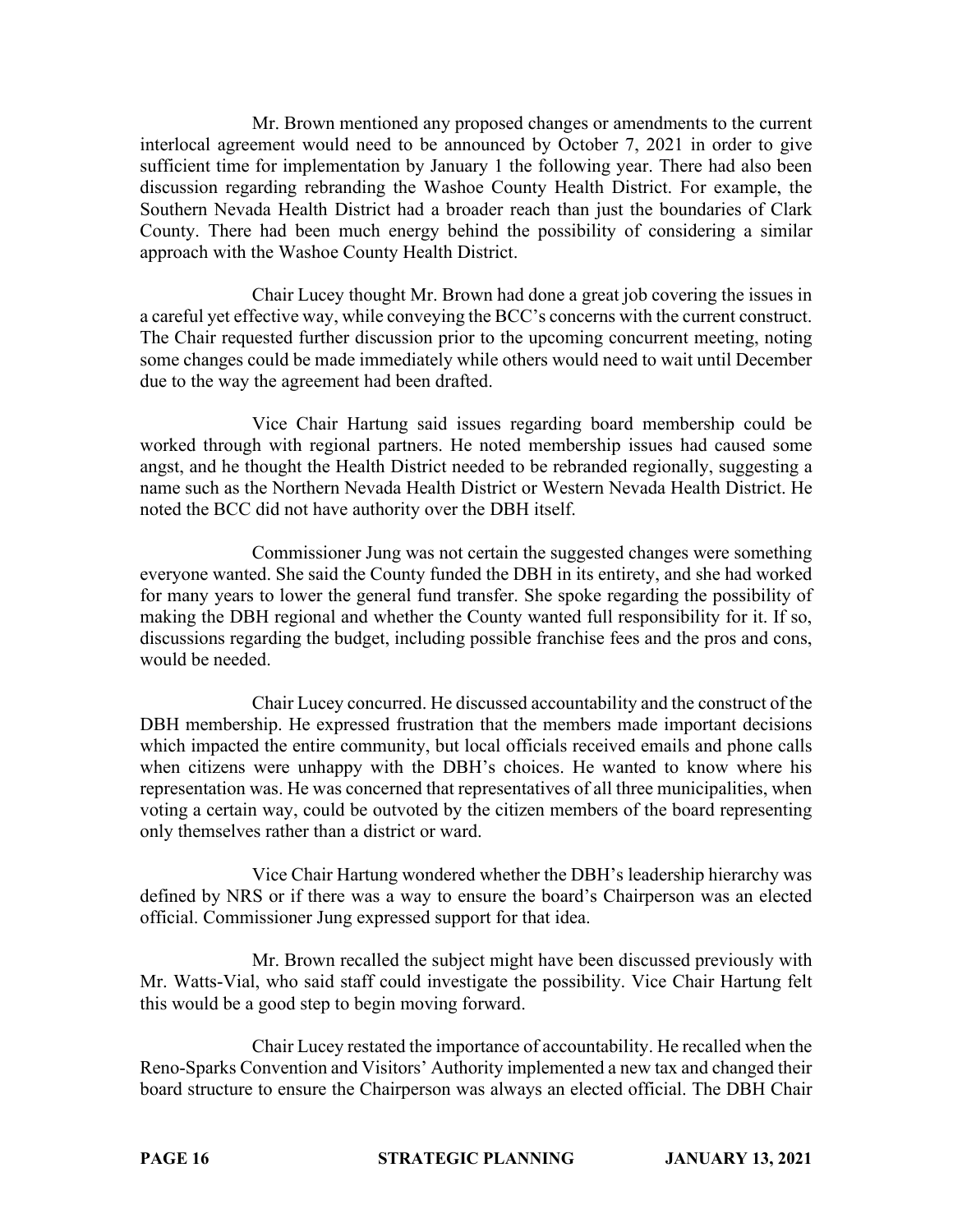Mr. Brown mentioned any proposed changes or amendments to the current interlocal agreement would need to be announced by October 7, 2021 in order to give sufficient time for implementation by January 1 the following year. There had also been discussion regarding rebranding the Washoe County Health District. For example, the Southern Nevada Health District had a broader reach than just the boundaries of Clark County. There had been much energy behind the possibility of considering a similar approach with the Washoe County Health District.

Chair Lucey thought Mr. Brown had done a great job covering the issues in a careful yet effective way, while conveying the BCC's concerns with the current construct. The Chair requested further discussion prior to the upcoming concurrent meeting, noting some changes could be made immediately while others would need to wait until December due to the way the agreement had been drafted.

Vice Chair Hartung said issues regarding board membership could be worked through with regional partners. He noted membership issues had caused some angst, and he thought the Health District needed to be rebranded regionally, suggesting a name such as the Northern Nevada Health District or Western Nevada Health District. He noted the BCC did not have authority over the DBH itself.

Commissioner Jung was not certain the suggested changes were something everyone wanted. She said the County funded the DBH in its entirety, and she had worked for many years to lower the general fund transfer. She spoke regarding the possibility of making the DBH regional and whether the County wanted full responsibility for it. If so, discussions regarding the budget, including possible franchise fees and the pros and cons, would be needed.

Chair Lucey concurred. He discussed accountability and the construct of the DBH membership. He expressed frustration that the members made important decisions which impacted the entire community, but local officials received emails and phone calls when citizens were unhappy with the DBH's choices. He wanted to know where his representation was. He was concerned that representatives of all three municipalities, when voting a certain way, could be outvoted by the citizen members of the board representing only themselves rather than a district or ward.

Vice Chair Hartung wondered whether the DBH's leadership hierarchy was defined by NRS or if there was a way to ensure the board's Chairperson was an elected official. Commissioner Jung expressed support for that idea.

Mr. Brown recalled the subject might have been discussed previously with Mr. Watts-Vial, who said staff could investigate the possibility. Vice Chair Hartung felt this would be a good step to begin moving forward.

Chair Lucey restated the importance of accountability. He recalled when the Reno-Sparks Convention and Visitors' Authority implemented a new tax and changed their board structure to ensure the Chairperson was always an elected official. The DBH Chair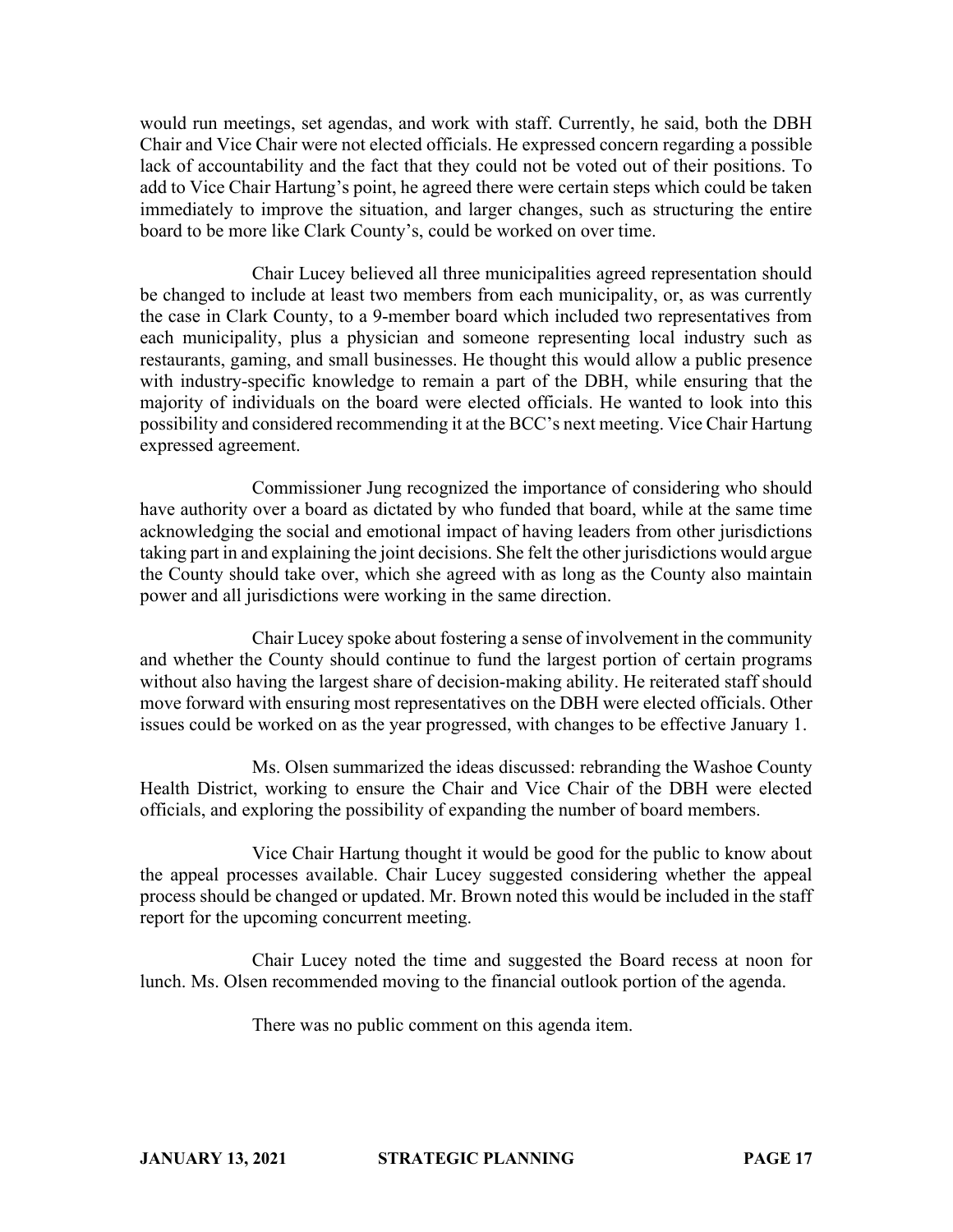would run meetings, set agendas, and work with staff. Currently, he said, both the DBH Chair and Vice Chair were not elected officials. He expressed concern regarding a possible lack of accountability and the fact that they could not be voted out of their positions. To add to Vice Chair Hartung's point, he agreed there were certain steps which could be taken immediately to improve the situation, and larger changes, such as structuring the entire board to be more like Clark County's, could be worked on over time.

Chair Lucey believed all three municipalities agreed representation should be changed to include at least two members from each municipality, or, as was currently the case in Clark County, to a 9-member board which included two representatives from each municipality, plus a physician and someone representing local industry such as restaurants, gaming, and small businesses. He thought this would allow a public presence with industry-specific knowledge to remain a part of the DBH, while ensuring that the majority of individuals on the board were elected officials. He wanted to look into this possibility and considered recommending it at the BCC's next meeting. Vice Chair Hartung expressed agreement.

Commissioner Jung recognized the importance of considering who should have authority over a board as dictated by who funded that board, while at the same time acknowledging the social and emotional impact of having leaders from other jurisdictions taking part in and explaining the joint decisions. She felt the other jurisdictions would argue the County should take over, which she agreed with as long as the County also maintain power and all jurisdictions were working in the same direction.

Chair Lucey spoke about fostering a sense of involvement in the community and whether the County should continue to fund the largest portion of certain programs without also having the largest share of decision-making ability. He reiterated staff should move forward with ensuring most representatives on the DBH were elected officials. Other issues could be worked on as the year progressed, with changes to be effective January 1.

Ms. Olsen summarized the ideas discussed: rebranding the Washoe County Health District, working to ensure the Chair and Vice Chair of the DBH were elected officials, and exploring the possibility of expanding the number of board members.

Vice Chair Hartung thought it would be good for the public to know about the appeal processes available. Chair Lucey suggested considering whether the appeal process should be changed or updated. Mr. Brown noted this would be included in the staff report for the upcoming concurrent meeting.

Chair Lucey noted the time and suggested the Board recess at noon for lunch. Ms. Olsen recommended moving to the financial outlook portion of the agenda.

There was no public comment on this agenda item.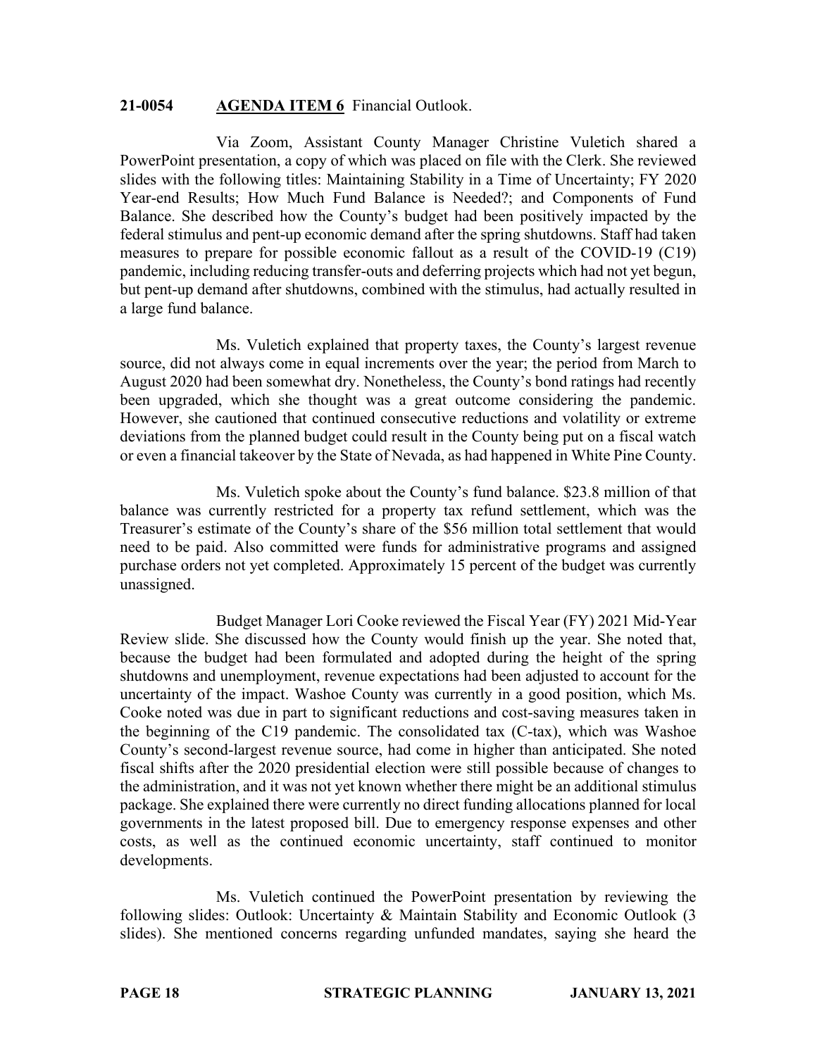**21-0054 AGENDA ITEM 6** Financial Outlook.

Via Zoom, Assistant County Manager Christine Vuletich shared a PowerPoint presentation, a copy of which was placed on file with the Clerk. She reviewed slides with the following titles: Maintaining Stability in a Time of Uncertainty; FY 2020 Year-end Results; How Much Fund Balance is Needed?; and Components of Fund Balance. She described how the County's budget had been positively impacted by the federal stimulus and pent-up economic demand after the spring shutdowns. Staff had taken measures to prepare for possible economic fallout as a result of the COVID-19 (C19) pandemic, including reducing transfer-outs and deferring projects which had not yet begun, but pent-up demand after shutdowns, combined with the stimulus, had actually resulted in a large fund balance.

Ms. Vuletich explained that property taxes, the County's largest revenue source, did not always come in equal increments over the year; the period from March to August 2020 had been somewhat dry. Nonetheless, the County's bond ratings had recently been upgraded, which she thought was a great outcome considering the pandemic. However, she cautioned that continued consecutive reductions and volatility or extreme deviations from the planned budget could result in the County being put on a fiscal watch or even a financial takeover by the State of Nevada, as had happened in White Pine County.

Ms. Vuletich spoke about the County's fund balance. $23.8 million of that balance was currently restricted for a property tax refund settlement, which was the Treasurer's estimate of the County's share of the $56 million total settlement that would need to be paid. Also committed were funds for administrative programs and assigned purchase orders not yet completed. Approximately 15 percent of the budget was currently unassigned.

Budget Manager Lori Cooke reviewed the Fiscal Year (FY) 2021 Mid-Year Review slide. She discussed how the County would finish up the year. She noted that, because the budget had been formulated and adopted during the height of the spring shutdowns and unemployment, revenue expectations had been adjusted to account for the uncertainty of the impact. Washoe County was currently in a good position, which Ms. Cooke noted was due in part to significant reductions and cost-saving measures taken in the beginning of the C19 pandemic. The consolidated tax (C-tax), which was Washoe County's second-largest revenue source, had come in higher than anticipated. She noted fiscal shifts after the 2020 presidential election were still possible because of changes to the administration, and it was not yet known whether there might be an additional stimulus package. She explained there were currently no direct funding allocations planned for local governments in the latest proposed bill. Due to emergency response expenses and other costs, as well as the continued economic uncertainty, staff continued to monitor developments.

Ms. Vuletich continued the PowerPoint presentation by reviewing the following slides: Outlook: Uncertainty & Maintain Stability and Economic Outlook (3 slides). She mentioned concerns regarding unfunded mandates, saying she heard the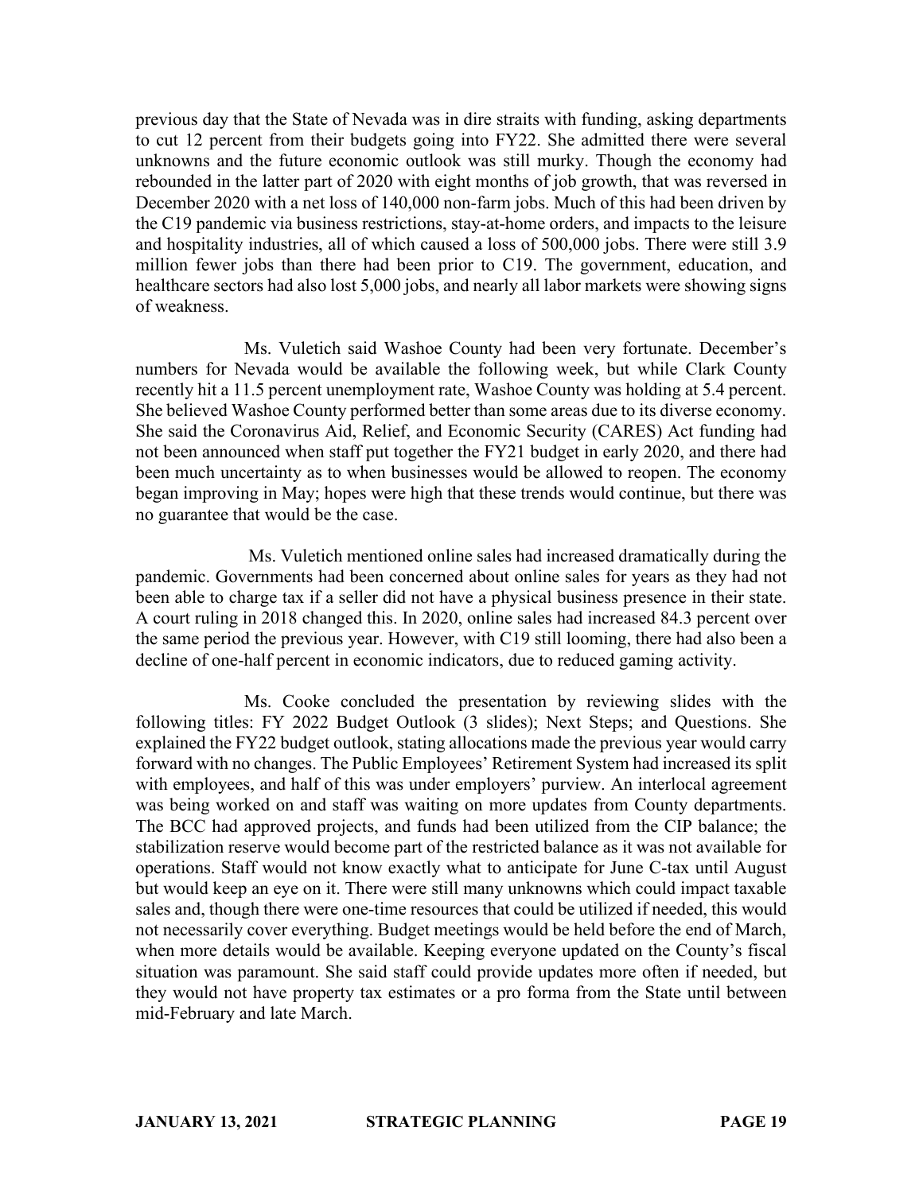previous day that the State of Nevada was in dire straits with funding, asking departments to cut 12 percent from their budgets going into FY22. She admitted there were several unknowns and the future economic outlook was still murky. Though the economy had rebounded in the latter part of 2020 with eight months of job growth, that was reversed in December 2020 with a net loss of 140,000 non-farm jobs. Much of this had been driven by the C19 pandemic via business restrictions, stay-at-home orders, and impacts to the leisure and hospitality industries, all of which caused a loss of 500,000 jobs. There were still 3.9 million fewer jobs than there had been prior to C19. The government, education, and healthcare sectors had also lost 5,000 jobs, and nearly all labor markets were showing signs of weakness.

Ms. Vuletich said Washoe County had been very fortunate. December's numbers for Nevada would be available the following week, but while Clark County recently hit a 11.5 percent unemployment rate, Washoe County was holding at 5.4 percent. She believed Washoe County performed better than some areas due to its diverse economy. She said the Coronavirus Aid, Relief, and Economic Security (CARES) Act funding had not been announced when staff put together the FY21 budget in early 2020, and there had been much uncertainty as to when businesses would be allowed to reopen. The economy began improving in May; hopes were high that these trends would continue, but there was no guarantee that would be the case.

Ms. Vuletich mentioned online sales had increased dramatically during the pandemic. Governments had been concerned about online sales for years as they had not been able to charge tax if a seller did not have a physical business presence in their state. A court ruling in 2018 changed this. In 2020, online sales had increased 84.3 percent over the same period the previous year. However, with C19 still looming, there had also been a decline of one-half percent in economic indicators, due to reduced gaming activity.

Ms. Cooke concluded the presentation by reviewing slides with the following titles: FY 2022 Budget Outlook (3 slides); Next Steps; and Questions. She explained the FY22 budget outlook, stating allocations made the previous year would carry forward with no changes. The Public Employees' Retirement System had increased its split with employees, and half of this was under employers' purview. An interlocal agreement was being worked on and staff was waiting on more updates from County departments. The BCC had approved projects, and funds had been utilized from the CIP balance; the stabilization reserve would become part of the restricted balance as it was not available for operations. Staff would not know exactly what to anticipate for June C-tax until August but would keep an eye on it. There were still many unknowns which could impact taxable sales and, though there were one-time resources that could be utilized if needed, this would not necessarily cover everything. Budget meetings would be held before the end of March, when more details would be available. Keeping everyone updated on the County's fiscal situation was paramount. She said staff could provide updates more often if needed, but they would not have property tax estimates or a pro forma from the State until between mid-February and late March.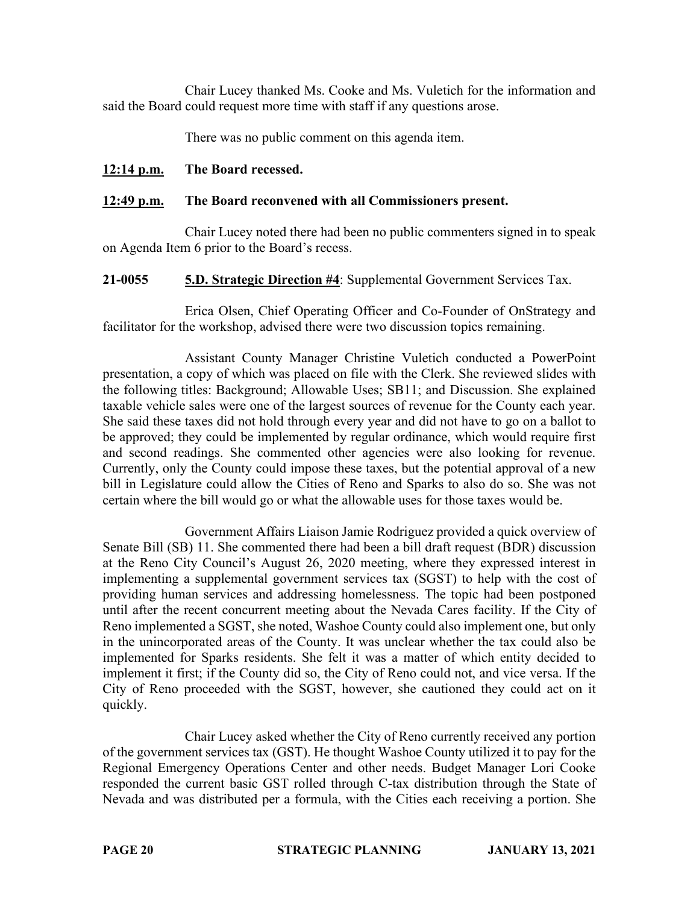Chair Lucey thanked Ms. Cooke and Ms. Vuletich for the information and said the Board could request more time with staff if any questions arose.

There was no public comment on this agenda item.

**12:14 p.m.** **The Board recessed.**

**12:49 p.m.** **The Board reconvened with all Commissioners present.**

Chair Lucey noted there had been no public commenters signed in to speak on Agenda Item 6 prior to the Board's recess.

**21-0055** **5.D. Strategic Direction #4**: Supplemental Government Services Tax.

Erica Olsen, Chief Operating Officer and Co-Founder of OnStrategy and facilitator for the workshop, advised there were two discussion topics remaining.

Assistant County Manager Christine Vuletich conducted a PowerPoint presentation, a copy of which was placed on file with the Clerk. She reviewed slides with the following titles: Background; Allowable Uses; SB11; and Discussion. She explained taxable vehicle sales were one of the largest sources of revenue for the County each year. She said these taxes did not hold through every year and did not have to go on a ballot to be approved; they could be implemented by regular ordinance, which would require first and second readings. She commented other agencies were also looking for revenue. Currently, only the County could impose these taxes, but the potential approval of a new bill in Legislature could allow the Cities of Reno and Sparks to also do so. She was not certain where the bill would go or what the allowable uses for those taxes would be.

Government Affairs Liaison Jamie Rodriguez provided a quick overview of Senate Bill (SB) 11. She commented there had been a bill draft request (BDR) discussion at the Reno City Council's August 26, 2020 meeting, where they expressed interest in implementing a supplemental government services tax (SGST) to help with the cost of providing human services and addressing homelessness. The topic had been postponed until after the recent concurrent meeting about the Nevada Cares facility. If the City of Reno implemented a SGST, she noted, Washoe County could also implement one, but only in the unincorporated areas of the County. It was unclear whether the tax could also be implemented for Sparks residents. She felt it was a matter of which entity decided to implement it first; if the County did so, the City of Reno could not, and vice versa. If the City of Reno proceeded with the SGST, however, she cautioned they could act on it quickly.

Chair Lucey asked whether the City of Reno currently received any portion of the government services tax (GST). He thought Washoe County utilized it to pay for the Regional Emergency Operations Center and other needs. Budget Manager Lori Cooke responded the current basic GST rolled through C-tax distribution through the State of Nevada and was distributed per a formula, with the Cities each receiving a portion. She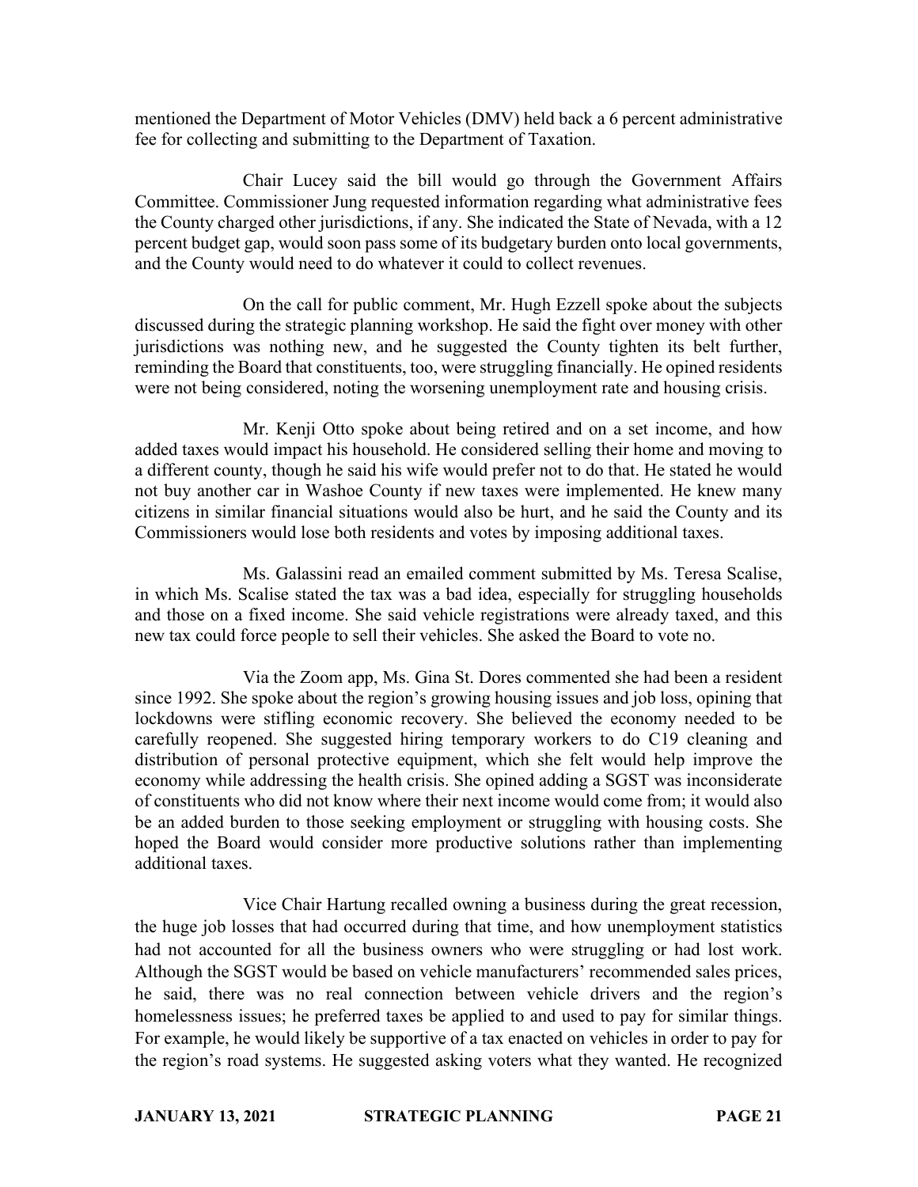mentioned the Department of Motor Vehicles (DMV) held back a 6 percent administrative fee for collecting and submitting to the Department of Taxation.

Chair Lucey said the bill would go through the Government Affairs Committee. Commissioner Jung requested information regarding what administrative fees the County charged other jurisdictions, if any. She indicated the State of Nevada, with a 12 percent budget gap, would soon pass some of its budgetary burden onto local governments, and the County would need to do whatever it could to collect revenues.

On the call for public comment, Mr. Hugh Ezzell spoke about the subjects discussed during the strategic planning workshop. He said the fight over money with other jurisdictions was nothing new, and he suggested the County tighten its belt further, reminding the Board that constituents, too, were struggling financially. He opined residents were not being considered, noting the worsening unemployment rate and housing crisis.

Mr. Kenji Otto spoke about being retired and on a set income, and how added taxes would impact his household. He considered selling their home and moving to a different county, though he said his wife would prefer not to do that. He stated he would not buy another car in Washoe County if new taxes were implemented. He knew many citizens in similar financial situations would also be hurt, and he said the County and its Commissioners would lose both residents and votes by imposing additional taxes.

Ms. Galassini read an emailed comment submitted by Ms. Teresa Scalise, in which Ms. Scalise stated the tax was a bad idea, especially for struggling households and those on a fixed income. She said vehicle registrations were already taxed, and this new tax could force people to sell their vehicles. She asked the Board to vote no.

Via the Zoom app, Ms. Gina St. Dores commented she had been a resident since 1992. She spoke about the region's growing housing issues and job loss, opining that lockdowns were stifling economic recovery. She believed the economy needed to be carefully reopened. She suggested hiring temporary workers to do C19 cleaning and distribution of personal protective equipment, which she felt would help improve the economy while addressing the health crisis. She opined adding a SGST was inconsiderate of constituents who did not know where their next income would come from; it would also be an added burden to those seeking employment or struggling with housing costs. She hoped the Board would consider more productive solutions rather than implementing additional taxes.

Vice Chair Hartung recalled owning a business during the great recession, the huge job losses that had occurred during that time, and how unemployment statistics had not accounted for all the business owners who were struggling or had lost work. Although the SGST would be based on vehicle manufacturers' recommended sales prices, he said, there was no real connection between vehicle drivers and the region's homelessness issues; he preferred taxes be applied to and used to pay for similar things. For example, he would likely be supportive of a tax enacted on vehicles in order to pay for the region's road systems. He suggested asking voters what they wanted. He recognized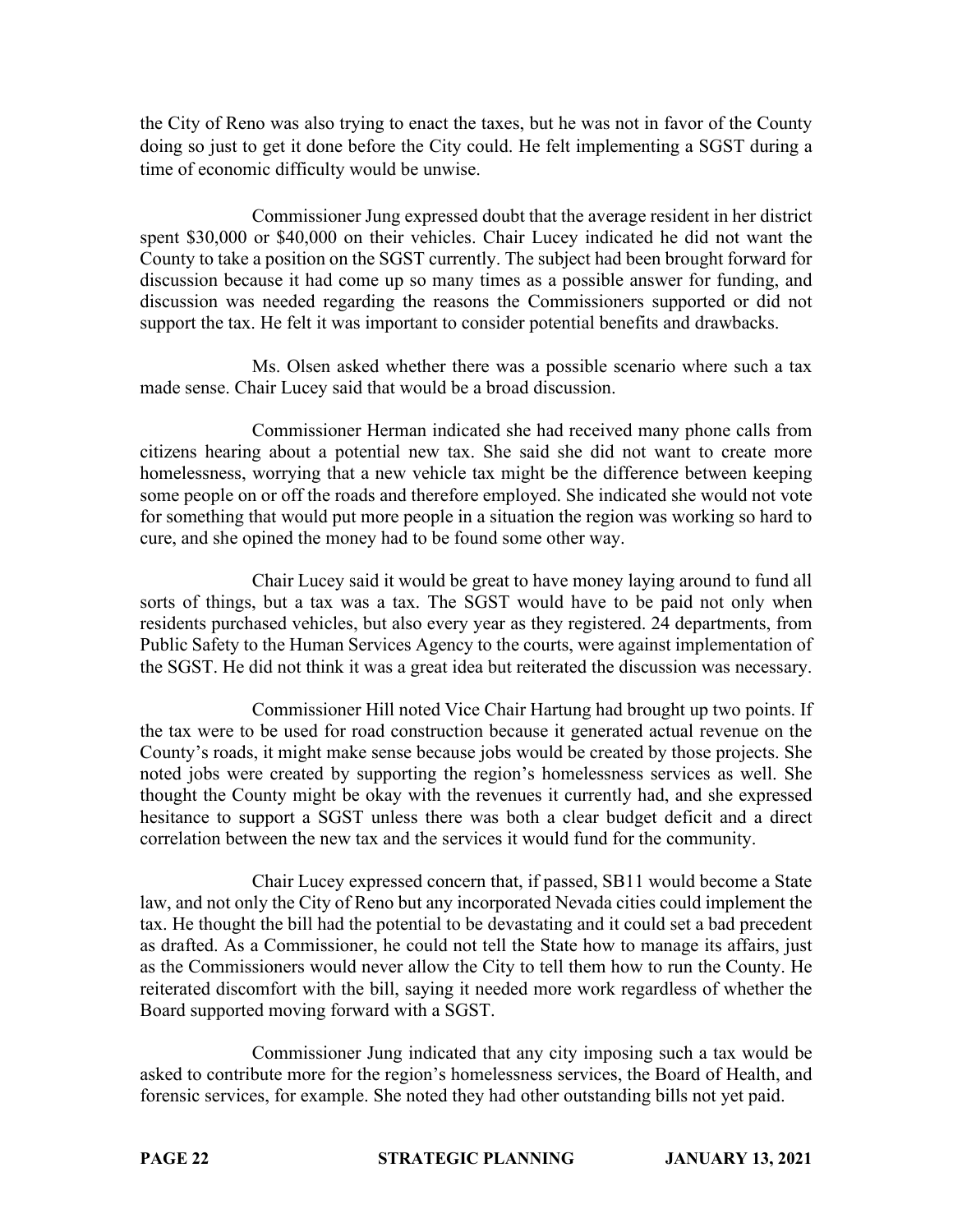the City of Reno was also trying to enact the taxes, but he was not in favor of the County doing so just to get it done before the City could. He felt implementing a SGST during a time of economic difficulty would be unwise.

Commissioner Jung expressed doubt that the average resident in her district spent $30,000 or $40,000 on their vehicles. Chair Lucey indicated he did not want the County to take a position on the SGST currently. The subject had been brought forward for discussion because it had come up so many times as a possible answer for funding, and discussion was needed regarding the reasons the Commissioners supported or did not support the tax. He felt it was important to consider potential benefits and drawbacks.

Ms. Olsen asked whether there was a possible scenario where such a tax made sense. Chair Lucey said that would be a broad discussion.

Commissioner Herman indicated she had received many phone calls from citizens hearing about a potential new tax. She said she did not want to create more homelessness, worrying that a new vehicle tax might be the difference between keeping some people on or off the roads and therefore employed. She indicated she would not vote for something that would put more people in a situation the region was working so hard to cure, and she opined the money had to be found some other way.

Chair Lucey said it would be great to have money laying around to fund all sorts of things, but a tax was a tax. The SGST would have to be paid not only when residents purchased vehicles, but also every year as they registered. 24 departments, from Public Safety to the Human Services Agency to the courts, were against implementation of the SGST. He did not think it was a great idea but reiterated the discussion was necessary.

Commissioner Hill noted Vice Chair Hartung had brought up two points. If the tax were to be used for road construction because it generated actual revenue on the County's roads, it might make sense because jobs would be created by those projects. She noted jobs were created by supporting the region's homelessness services as well. She thought the County might be okay with the revenues it currently had, and she expressed hesitance to support a SGST unless there was both a clear budget deficit and a direct correlation between the new tax and the services it would fund for the community.

Chair Lucey expressed concern that, if passed, SB11 would become a State law, and not only the City of Reno but any incorporated Nevada cities could implement the tax. He thought the bill had the potential to be devastating and it could set a bad precedent as drafted. As a Commissioner, he could not tell the State how to manage its affairs, just as the Commissioners would never allow the City to tell them how to run the County. He reiterated discomfort with the bill, saying it needed more work regardless of whether the Board supported moving forward with a SGST.

Commissioner Jung indicated that any city imposing such a tax would be asked to contribute more for the region's homelessness services, the Board of Health, and forensic services, for example. She noted they had other outstanding bills not yet paid.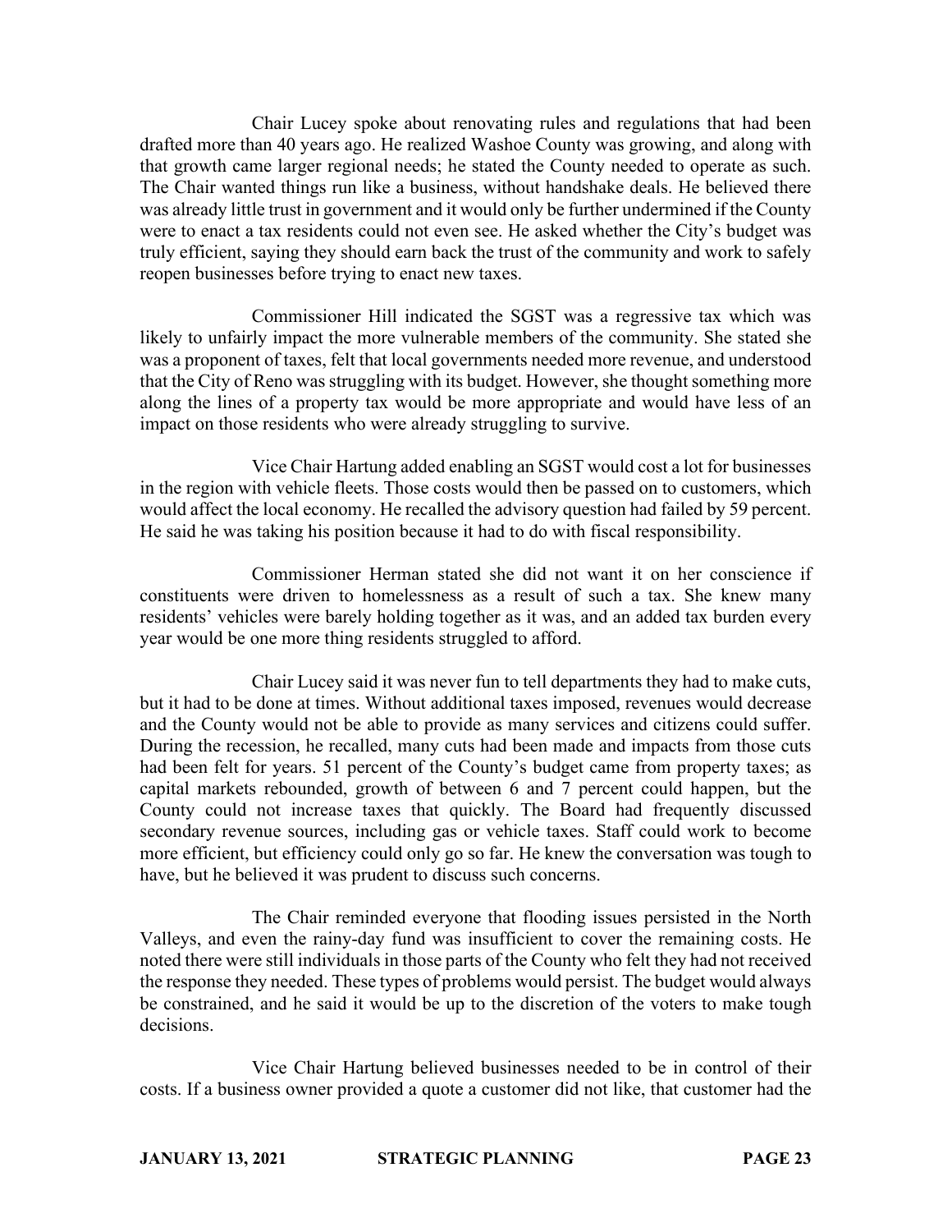Chair Lucey spoke about renovating rules and regulations that had been drafted more than 40 years ago. He realized Washoe County was growing, and along with that growth came larger regional needs; he stated the County needed to operate as such. The Chair wanted things run like a business, without handshake deals. He believed there was already little trust in government and it would only be further undermined if the County were to enact a tax residents could not even see. He asked whether the City's budget was truly efficient, saying they should earn back the trust of the community and work to safely reopen businesses before trying to enact new taxes.

Commissioner Hill indicated the SGST was a regressive tax which was likely to unfairly impact the more vulnerable members of the community. She stated she was a proponent of taxes, felt that local governments needed more revenue, and understood that the City of Reno was struggling with its budget. However, she thought something more along the lines of a property tax would be more appropriate and would have less of an impact on those residents who were already struggling to survive.

Vice Chair Hartung added enabling an SGST would cost a lot for businesses in the region with vehicle fleets. Those costs would then be passed on to customers, which would affect the local economy. He recalled the advisory question had failed by 59 percent. He said he was taking his position because it had to do with fiscal responsibility.

Commissioner Herman stated she did not want it on her conscience if constituents were driven to homelessness as a result of such a tax. She knew many residents' vehicles were barely holding together as it was, and an added tax burden every year would be one more thing residents struggled to afford.

Chair Lucey said it was never fun to tell departments they had to make cuts, but it had to be done at times. Without additional taxes imposed, revenues would decrease and the County would not be able to provide as many services and citizens could suffer. During the recession, he recalled, many cuts had been made and impacts from those cuts had been felt for years. 51 percent of the County's budget came from property taxes; as capital markets rebounded, growth of between 6 and 7 percent could happen, but the County could not increase taxes that quickly. The Board had frequently discussed secondary revenue sources, including gas or vehicle taxes. Staff could work to become more efficient, but efficiency could only go so far. He knew the conversation was tough to have, but he believed it was prudent to discuss such concerns.

The Chair reminded everyone that flooding issues persisted in the North Valleys, and even the rainy-day fund was insufficient to cover the remaining costs. He noted there were still individuals in those parts of the County who felt they had not received the response they needed. These types of problems would persist. The budget would always be constrained, and he said it would be up to the discretion of the voters to make tough decisions.

Vice Chair Hartung believed businesses needed to be in control of their costs. If a business owner provided a quote a customer did not like, that customer had the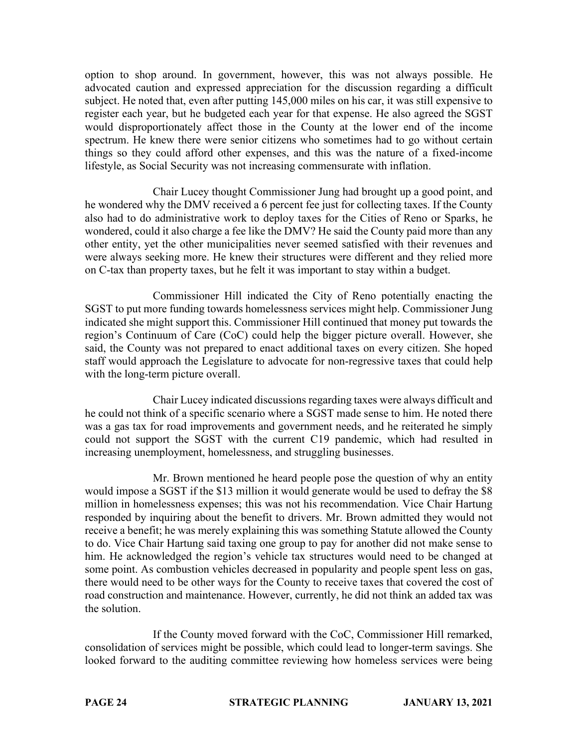option to shop around. In government, however, this was not always possible. He advocated caution and expressed appreciation for the discussion regarding a difficult subject. He noted that, even after putting 145,000 miles on his car, it was still expensive to register each year, but he budgeted each year for that expense. He also agreed the SGST would disproportionately affect those in the County at the lower end of the income spectrum. He knew there were senior citizens who sometimes had to go without certain things so they could afford other expenses, and this was the nature of a fixed-income lifestyle, as Social Security was not increasing commensurate with inflation.

Chair Lucey thought Commissioner Jung had brought up a good point, and he wondered why the DMV received a 6 percent fee just for collecting taxes. If the County also had to do administrative work to deploy taxes for the Cities of Reno or Sparks, he wondered, could it also charge a fee like the DMV? He said the County paid more than any other entity, yet the other municipalities never seemed satisfied with their revenues and were always seeking more. He knew their structures were different and they relied more on C-tax than property taxes, but he felt it was important to stay within a budget.

Commissioner Hill indicated the City of Reno potentially enacting the SGST to put more funding towards homelessness services might help. Commissioner Jung indicated she might support this. Commissioner Hill continued that money put towards the region's Continuum of Care (CoC) could help the bigger picture overall. However, she said, the County was not prepared to enact additional taxes on every citizen. She hoped staff would approach the Legislature to advocate for non-regressive taxes that could help with the long-term picture overall.

Chair Lucey indicated discussions regarding taxes were always difficult and he could not think of a specific scenario where a SGST made sense to him. He noted there was a gas tax for road improvements and government needs, and he reiterated he simply could not support the SGST with the current C19 pandemic, which had resulted in increasing unemployment, homelessness, and struggling businesses.

Mr. Brown mentioned he heard people pose the question of why an entity would impose a SGST if the $13 million it would generate would be used to defray the $8 million in homelessness expenses; this was not his recommendation. Vice Chair Hartung responded by inquiring about the benefit to drivers. Mr. Brown admitted they would not receive a benefit; he was merely explaining this was something Statute allowed the County to do. Vice Chair Hartung said taxing one group to pay for another did not make sense to him. He acknowledged the region's vehicle tax structures would need to be changed at some point. As combustion vehicles decreased in popularity and people spent less on gas, there would need to be other ways for the County to receive taxes that covered the cost of road construction and maintenance. However, currently, he did not think an added tax was the solution.

If the County moved forward with the CoC, Commissioner Hill remarked, consolidation of services might be possible, which could lead to longer-term savings. She looked forward to the auditing committee reviewing how homeless services were being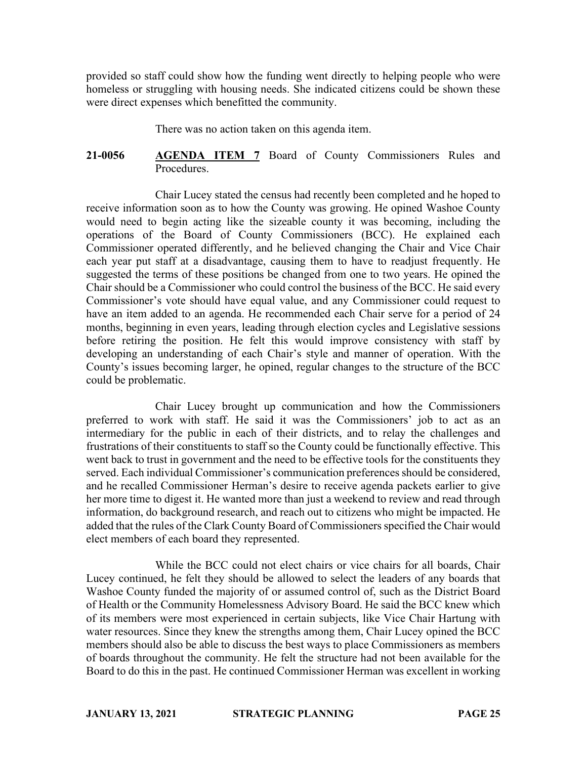provided so staff could show how the funding went directly to helping people who were homeless or struggling with housing needs. She indicated citizens could be shown these were direct expenses which benefitted the community.

There was no action taken on this agenda item.

**21-0056** **AGENDA ITEM 7** Board of County Commissioners Rules and Procedures.

Chair Lucey stated the census had recently been completed and he hoped to receive information soon as to how the County was growing. He opined Washoe County would need to begin acting like the sizeable county it was becoming, including the operations of the Board of County Commissioners (BCC). He explained each Commissioner operated differently, and he believed changing the Chair and Vice Chair each year put staff at a disadvantage, causing them to have to readjust frequently. He suggested the terms of these positions be changed from one to two years. He opined the Chair should be a Commissioner who could control the business of the BCC. He said every Commissioner's vote should have equal value, and any Commissioner could request to have an item added to an agenda. He recommended each Chair serve for a period of 24 months, beginning in even years, leading through election cycles and Legislative sessions before retiring the position. He felt this would improve consistency with staff by developing an understanding of each Chair's style and manner of operation. With the County's issues becoming larger, he opined, regular changes to the structure of the BCC could be problematic.

Chair Lucey brought up communication and how the Commissioners preferred to work with staff. He said it was the Commissioners' job to act as an intermediary for the public in each of their districts, and to relay the challenges and frustrations of their constituents to staff so the County could be functionally effective. This went back to trust in government and the need to be effective tools for the constituents they served. Each individual Commissioner's communication preferences should be considered, and he recalled Commissioner Herman's desire to receive agenda packets earlier to give her more time to digest it. He wanted more than just a weekend to review and read through information, do background research, and reach out to citizens who might be impacted. He added that the rules of the Clark County Board of Commissioners specified the Chair would elect members of each board they represented.

While the BCC could not elect chairs or vice chairs for all boards, Chair Lucey continued, he felt they should be allowed to select the leaders of any boards that Washoe County funded the majority of or assumed control of, such as the District Board of Health or the Community Homelessness Advisory Board. He said the BCC knew which of its members were most experienced in certain subjects, like Vice Chair Hartung with water resources. Since they knew the strengths among them, Chair Lucey opined the BCC members should also be able to discuss the best ways to place Commissioners as members of boards throughout the community. He felt the structure had not been available for the Board to do this in the past. He continued Commissioner Herman was excellent in working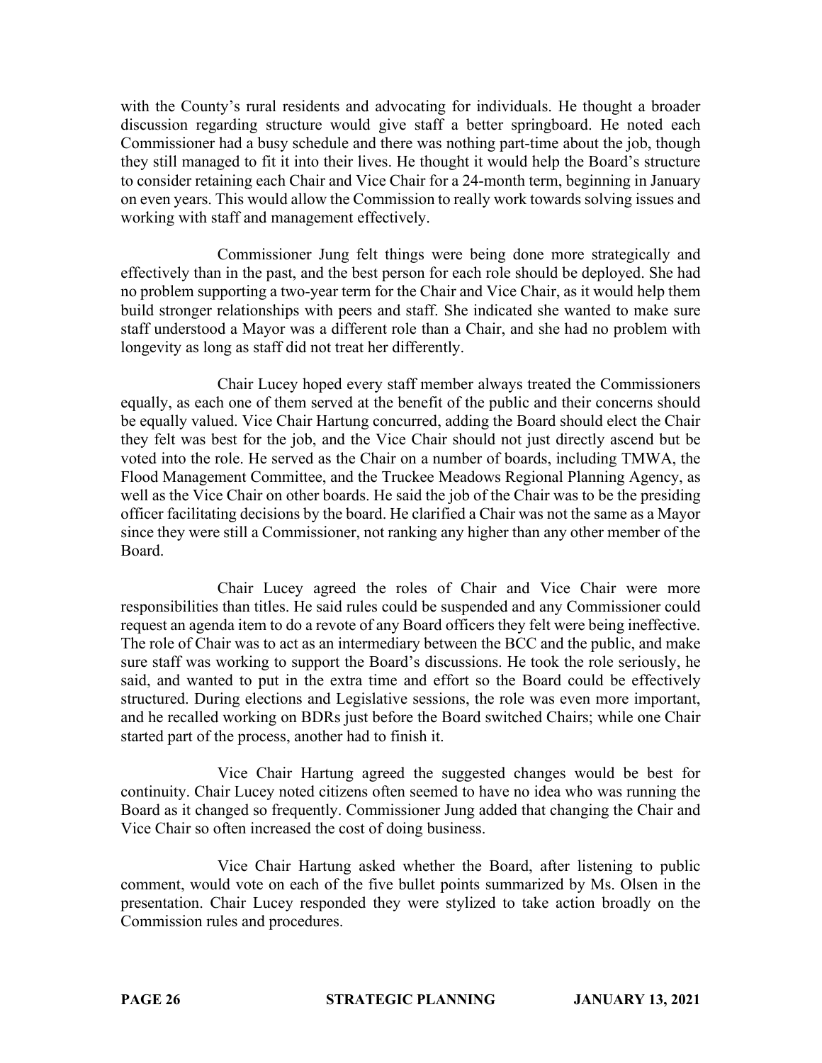with the County's rural residents and advocating for individuals. He thought a broader discussion regarding structure would give staff a better springboard. He noted each Commissioner had a busy schedule and there was nothing part-time about the job, though they still managed to fit it into their lives. He thought it would help the Board's structure to consider retaining each Chair and Vice Chair for a 24-month term, beginning in January on even years. This would allow the Commission to really work towards solving issues and working with staff and management effectively.

Commissioner Jung felt things were being done more strategically and effectively than in the past, and the best person for each role should be deployed. She had no problem supporting a two-year term for the Chair and Vice Chair, as it would help them build stronger relationships with peers and staff. She indicated she wanted to make sure staff understood a Mayor was a different role than a Chair, and she had no problem with longevity as long as staff did not treat her differently.

Chair Lucey hoped every staff member always treated the Commissioners equally, as each one of them served at the benefit of the public and their concerns should be equally valued. Vice Chair Hartung concurred, adding the Board should elect the Chair they felt was best for the job, and the Vice Chair should not just directly ascend but be voted into the role. He served as the Chair on a number of boards, including TMWA, the Flood Management Committee, and the Truckee Meadows Regional Planning Agency, as well as the Vice Chair on other boards. He said the job of the Chair was to be the presiding officer facilitating decisions by the board. He clarified a Chair was not the same as a Mayor since they were still a Commissioner, not ranking any higher than any other member of the Board.

Chair Lucey agreed the roles of Chair and Vice Chair were more responsibilities than titles. He said rules could be suspended and any Commissioner could request an agenda item to do a revote of any Board officers they felt were being ineffective. The role of Chair was to act as an intermediary between the BCC and the public, and make sure staff was working to support the Board's discussions. He took the role seriously, he said, and wanted to put in the extra time and effort so the Board could be effectively structured. During elections and Legislative sessions, the role was even more important, and he recalled working on BDRs just before the Board switched Chairs; while one Chair started part of the process, another had to finish it.

Vice Chair Hartung agreed the suggested changes would be best for continuity. Chair Lucey noted citizens often seemed to have no idea who was running the Board as it changed so frequently. Commissioner Jung added that changing the Chair and Vice Chair so often increased the cost of doing business.

Vice Chair Hartung asked whether the Board, after listening to public comment, would vote on each of the five bullet points summarized by Ms. Olsen in the presentation. Chair Lucey responded they were stylized to take action broadly on the Commission rules and procedures.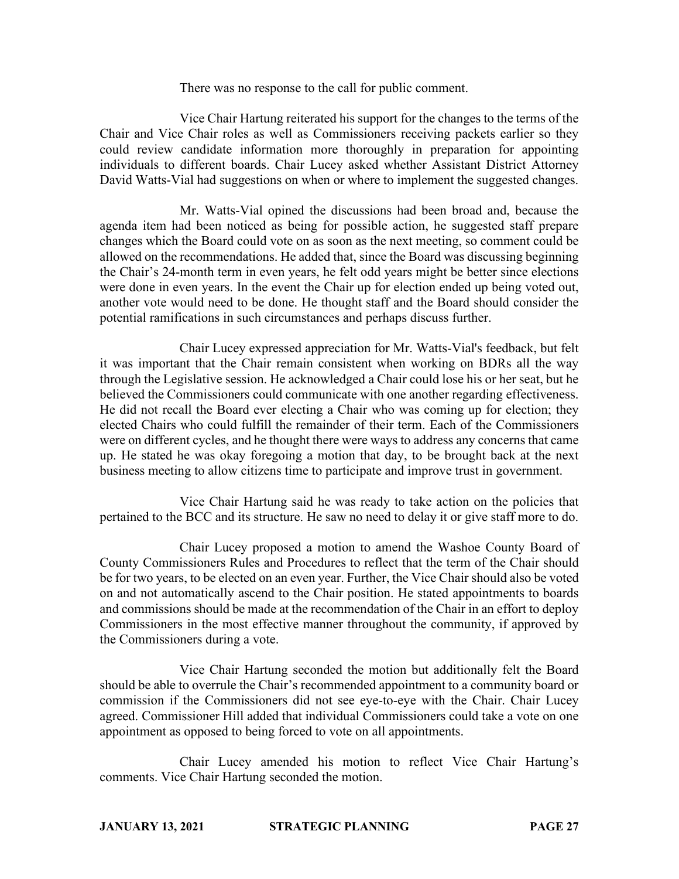There was no response to the call for public comment.

Vice Chair Hartung reiterated his support for the changes to the terms of the Chair and Vice Chair roles as well as Commissioners receiving packets earlier so they could review candidate information more thoroughly in preparation for appointing individuals to different boards. Chair Lucey asked whether Assistant District Attorney David Watts-Vial had suggestions on when or where to implement the suggested changes.

Mr. Watts-Vial opined the discussions had been broad and, because the agenda item had been noticed as being for possible action, he suggested staff prepare changes which the Board could vote on as soon as the next meeting, so comment could be allowed on the recommendations. He added that, since the Board was discussing beginning the Chair's 24-month term in even years, he felt odd years might be better since elections were done in even years. In the event the Chair up for election ended up being voted out, another vote would need to be done. He thought staff and the Board should consider the potential ramifications in such circumstances and perhaps discuss further.

Chair Lucey expressed appreciation for Mr. Watts-Vial's feedback, but felt it was important that the Chair remain consistent when working on BDRs all the way through the Legislative session. He acknowledged a Chair could lose his or her seat, but he believed the Commissioners could communicate with one another regarding effectiveness. He did not recall the Board ever electing a Chair who was coming up for election; they elected Chairs who could fulfill the remainder of their term. Each of the Commissioners were on different cycles, and he thought there were ways to address any concerns that came up. He stated he was okay foregoing a motion that day, to be brought back at the next business meeting to allow citizens time to participate and improve trust in government.

Vice Chair Hartung said he was ready to take action on the policies that pertained to the BCC and its structure. He saw no need to delay it or give staff more to do.

Chair Lucey proposed a motion to amend the Washoe County Board of County Commissioners Rules and Procedures to reflect that the term of the Chair should be for two years, to be elected on an even year. Further, the Vice Chair should also be voted on and not automatically ascend to the Chair position. He stated appointments to boards and commissions should be made at the recommendation of the Chair in an effort to deploy Commissioners in the most effective manner throughout the community, if approved by the Commissioners during a vote.

Vice Chair Hartung seconded the motion but additionally felt the Board should be able to overrule the Chair's recommended appointment to a community board or commission if the Commissioners did not see eye-to-eye with the Chair. Chair Lucey agreed. Commissioner Hill added that individual Commissioners could take a vote on one appointment as opposed to being forced to vote on all appointments.

Chair Lucey amended his motion to reflect Vice Chair Hartung's comments. Vice Chair Hartung seconded the motion.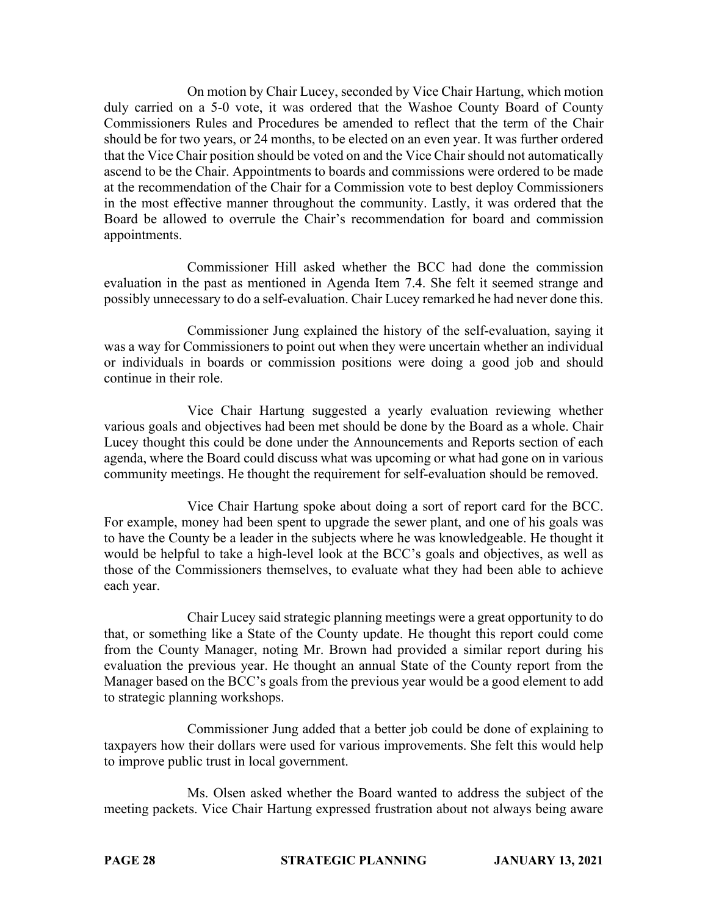On motion by Chair Lucey, seconded by Vice Chair Hartung, which motion duly carried on a 5-0 vote, it was ordered that the Washoe County Board of County Commissioners Rules and Procedures be amended to reflect that the term of the Chair should be for two years, or 24 months, to be elected on an even year. It was further ordered that the Vice Chair position should be voted on and the Vice Chair should not automatically ascend to be the Chair. Appointments to boards and commissions were ordered to be made at the recommendation of the Chair for a Commission vote to best deploy Commissioners in the most effective manner throughout the community. Lastly, it was ordered that the Board be allowed to overrule the Chair's recommendation for board and commission appointments.

Commissioner Hill asked whether the BCC had done the commission evaluation in the past as mentioned in Agenda Item 7.4. She felt it seemed strange and possibly unnecessary to do a self-evaluation. Chair Lucey remarked he had never done this.

Commissioner Jung explained the history of the self-evaluation, saying it was a way for Commissioners to point out when they were uncertain whether an individual or individuals in boards or commission positions were doing a good job and should continue in their role.

Vice Chair Hartung suggested a yearly evaluation reviewing whether various goals and objectives had been met should be done by the Board as a whole. Chair Lucey thought this could be done under the Announcements and Reports section of each agenda, where the Board could discuss what was upcoming or what had gone on in various community meetings. He thought the requirement for self-evaluation should be removed.

Vice Chair Hartung spoke about doing a sort of report card for the BCC. For example, money had been spent to upgrade the sewer plant, and one of his goals was to have the County be a leader in the subjects where he was knowledgeable. He thought it would be helpful to take a high-level look at the BCC's goals and objectives, as well as those of the Commissioners themselves, to evaluate what they had been able to achieve each year.

Chair Lucey said strategic planning meetings were a great opportunity to do that, or something like a State of the County update. He thought this report could come from the County Manager, noting Mr. Brown had provided a similar report during his evaluation the previous year. He thought an annual State of the County report from the Manager based on the BCC's goals from the previous year would be a good element to add to strategic planning workshops.

Commissioner Jung added that a better job could be done of explaining to taxpayers how their dollars were used for various improvements. She felt this would help to improve public trust in local government.

Ms. Olsen asked whether the Board wanted to address the subject of the meeting packets. Vice Chair Hartung expressed frustration about not always being aware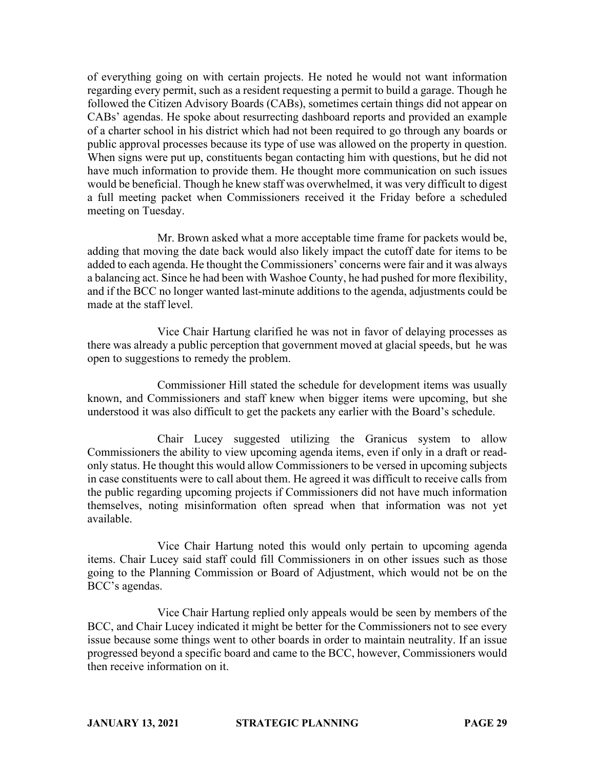of everything going on with certain projects. He noted he would not want information regarding every permit, such as a resident requesting a permit to build a garage. Though he followed the Citizen Advisory Boards (CABs), sometimes certain things did not appear on CABs' agendas. He spoke about resurrecting dashboard reports and provided an example of a charter school in his district which had not been required to go through any boards or public approval processes because its type of use was allowed on the property in question. When signs were put up, constituents began contacting him with questions, but he did not have much information to provide them. He thought more communication on such issues would be beneficial. Though he knew staff was overwhelmed, it was very difficult to digest a full meeting packet when Commissioners received it the Friday before a scheduled meeting on Tuesday.

Mr. Brown asked what a more acceptable time frame for packets would be, adding that moving the date back would also likely impact the cutoff date for items to be added to each agenda. He thought the Commissioners' concerns were fair and it was always a balancing act. Since he had been with Washoe County, he had pushed for more flexibility, and if the BCC no longer wanted last-minute additions to the agenda, adjustments could be made at the staff level.

Vice Chair Hartung clarified he was not in favor of delaying processes as there was already a public perception that government moved at glacial speeds, but he was open to suggestions to remedy the problem.

Commissioner Hill stated the schedule for development items was usually known, and Commissioners and staff knew when bigger items were upcoming, but she understood it was also difficult to get the packets any earlier with the Board's schedule.

Chair Lucey suggested utilizing the Granicus system to allow Commissioners the ability to view upcoming agenda items, even if only in a draft or read-only status. He thought this would allow Commissioners to be versed in upcoming subjects in case constituents were to call about them. He agreed it was difficult to receive calls from the public regarding upcoming projects if Commissioners did not have much information themselves, noting misinformation often spread when that information was not yet available.

Vice Chair Hartung noted this would only pertain to upcoming agenda items. Chair Lucey said staff could fill Commissioners in on other issues such as those going to the Planning Commission or Board of Adjustment, which would not be on the BCC's agendas.

Vice Chair Hartung replied only appeals would be seen by members of the BCC, and Chair Lucey indicated it might be better for the Commissioners not to see every issue because some things went to other boards in order to maintain neutrality. If an issue progressed beyond a specific board and came to the BCC, however, Commissioners would then receive information on it.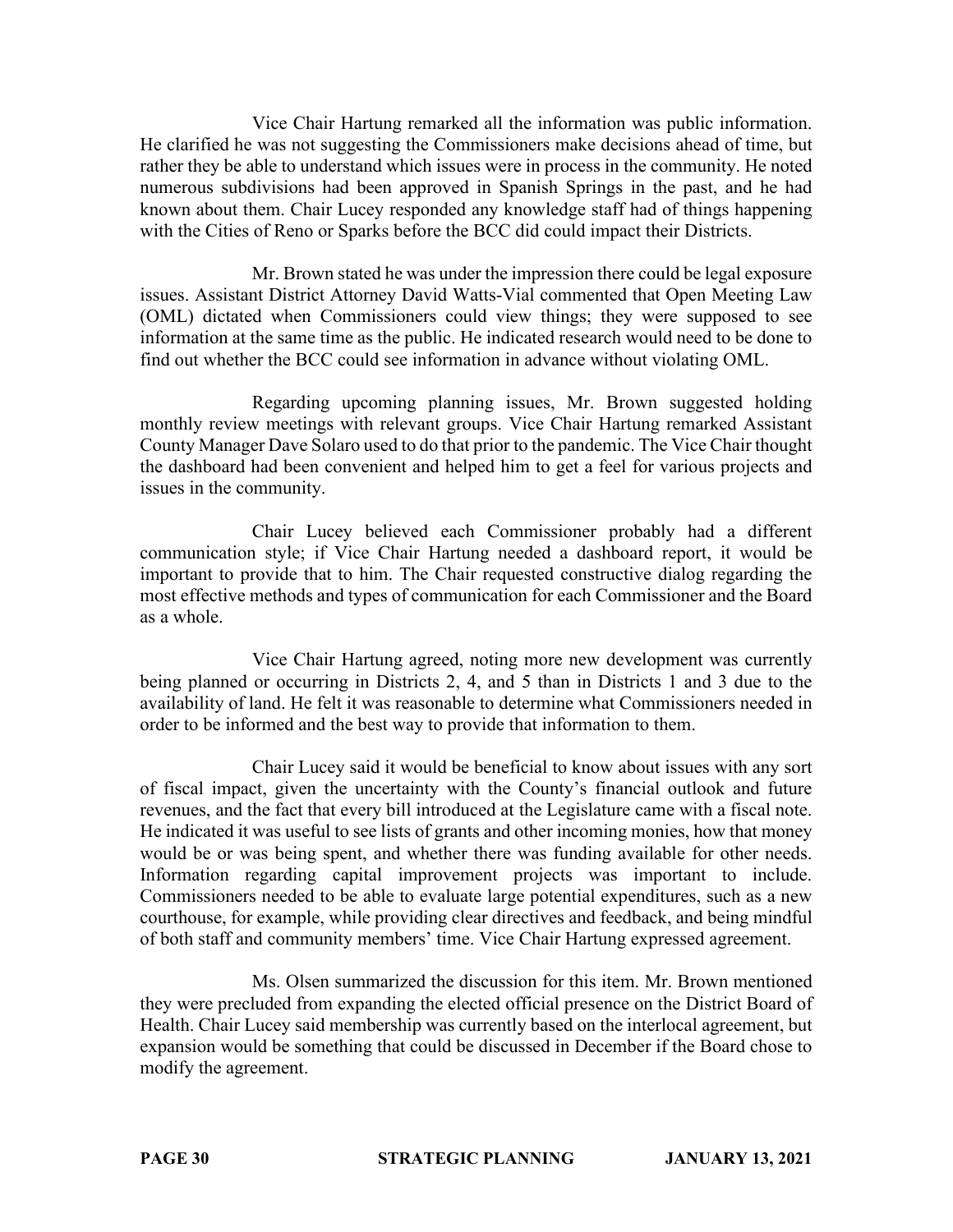Vice Chair Hartung remarked all the information was public information. He clarified he was not suggesting the Commissioners make decisions ahead of time, but rather they be able to understand which issues were in process in the community. He noted numerous subdivisions had been approved in Spanish Springs in the past, and he had known about them. Chair Lucey responded any knowledge staff had of things happening with the Cities of Reno or Sparks before the BCC did could impact their Districts.

Mr. Brown stated he was under the impression there could be legal exposure issues. Assistant District Attorney David Watts-Vial commented that Open Meeting Law (OML) dictated when Commissioners could view things; they were supposed to see information at the same time as the public. He indicated research would need to be done to find out whether the BCC could see information in advance without violating OML.

Regarding upcoming planning issues, Mr. Brown suggested holding monthly review meetings with relevant groups. Vice Chair Hartung remarked Assistant County Manager Dave Solaro used to do that prior to the pandemic. The Vice Chair thought the dashboard had been convenient and helped him to get a feel for various projects and issues in the community.

Chair Lucey believed each Commissioner probably had a different communication style; if Vice Chair Hartung needed a dashboard report, it would be important to provide that to him. The Chair requested constructive dialog regarding the most effective methods and types of communication for each Commissioner and the Board as a whole.

Vice Chair Hartung agreed, noting more new development was currently being planned or occurring in Districts 2, 4, and 5 than in Districts 1 and 3 due to the availability of land. He felt it was reasonable to determine what Commissioners needed in order to be informed and the best way to provide that information to them.

Chair Lucey said it would be beneficial to know about issues with any sort of fiscal impact, given the uncertainty with the County's financial outlook and future revenues, and the fact that every bill introduced at the Legislature came with a fiscal note. He indicated it was useful to see lists of grants and other incoming monies, how that money would be or was being spent, and whether there was funding available for other needs. Information regarding capital improvement projects was important to include. Commissioners needed to be able to evaluate large potential expenditures, such as a new courthouse, for example, while providing clear directives and feedback, and being mindful of both staff and community members' time. Vice Chair Hartung expressed agreement.

Ms. Olsen summarized the discussion for this item. Mr. Brown mentioned they were precluded from expanding the elected official presence on the District Board of Health. Chair Lucey said membership was currently based on the interlocal agreement, but expansion would be something that could be discussed in December if the Board chose to modify the agreement.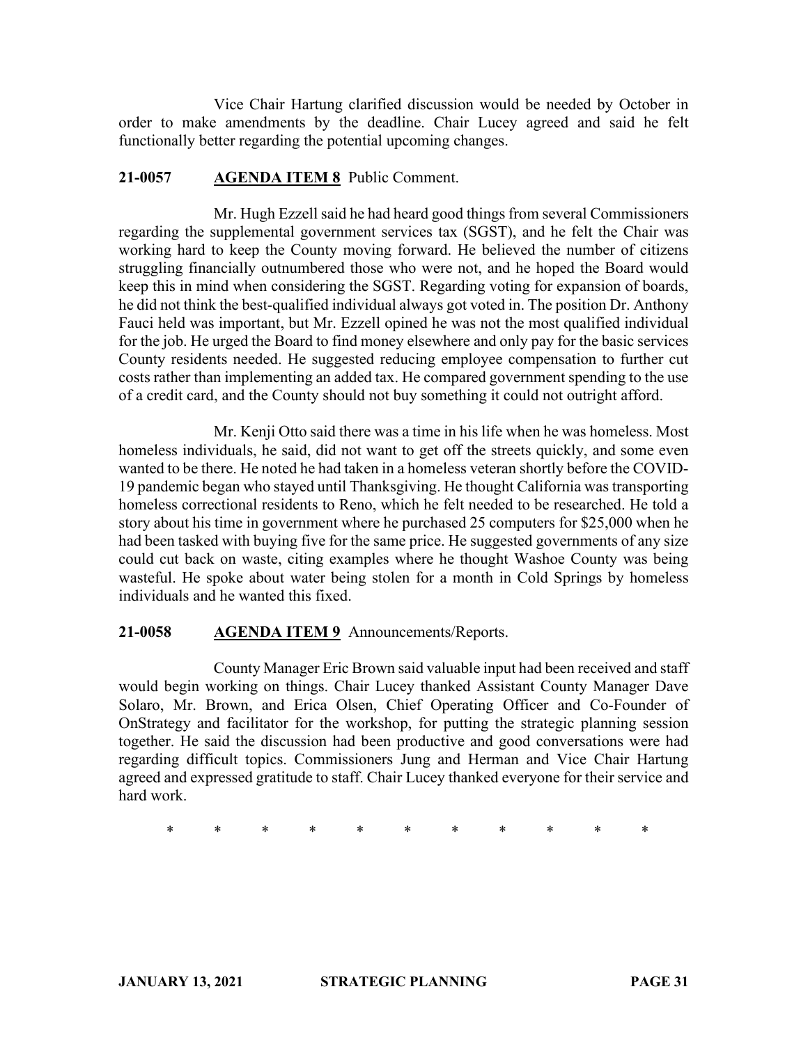Vice Chair Hartung clarified discussion would be needed by October in order to make amendments by the deadline. Chair Lucey agreed and said he felt functionally better regarding the potential upcoming changes.

**21-0057 AGENDA ITEM 8** Public Comment.

Mr. Hugh Ezzell said he had heard good things from several Commissioners regarding the supplemental government services tax (SGST), and he felt the Chair was working hard to keep the County moving forward. He believed the number of citizens struggling financially outnumbered those who were not, and he hoped the Board would keep this in mind when considering the SGST. Regarding voting for expansion of boards, he did not think the best-qualified individual always got voted in. The position Dr. Anthony Fauci held was important, but Mr. Ezzell opined he was not the most qualified individual for the job. He urged the Board to find money elsewhere and only pay for the basic services County residents needed. He suggested reducing employee compensation to further cut costs rather than implementing an added tax. He compared government spending to the use of a credit card, and the County should not buy something it could not outright afford.

Mr. Kenji Otto said there was a time in his life when he was homeless. Most homeless individuals, he said, did not want to get off the streets quickly, and some even wanted to be there. He noted he had taken in a homeless veteran shortly before the COVID-19 pandemic began who stayed until Thanksgiving. He thought California was transporting homeless correctional residents to Reno, which he felt needed to be researched. He told a story about his time in government where he purchased 25 computers for $25,000 when he had been tasked with buying five for the same price. He suggested governments of any size could cut back on waste, citing examples where he thought Washoe County was being wasteful. He spoke about water being stolen for a month in Cold Springs by homeless individuals and he wanted this fixed.

**21-0058 AGENDA ITEM 9** Announcements/Reports.

County Manager Eric Brown said valuable input had been received and staff would begin working on things. Chair Lucey thanked Assistant County Manager Dave Solaro, Mr. Brown, and Erica Olsen, Chief Operating Officer and Co-Founder of OnStrategy and facilitator for the workshop, for putting the strategic planning session together. He said the discussion had been productive and good conversations were had regarding difficult topics. Commissioners Jung and Herman and Vice Chair Hartung agreed and expressed gratitude to staff. Chair Lucey thanked everyone for their service and hard work.

\* \* \* \* \* \* \* \* \* \* \*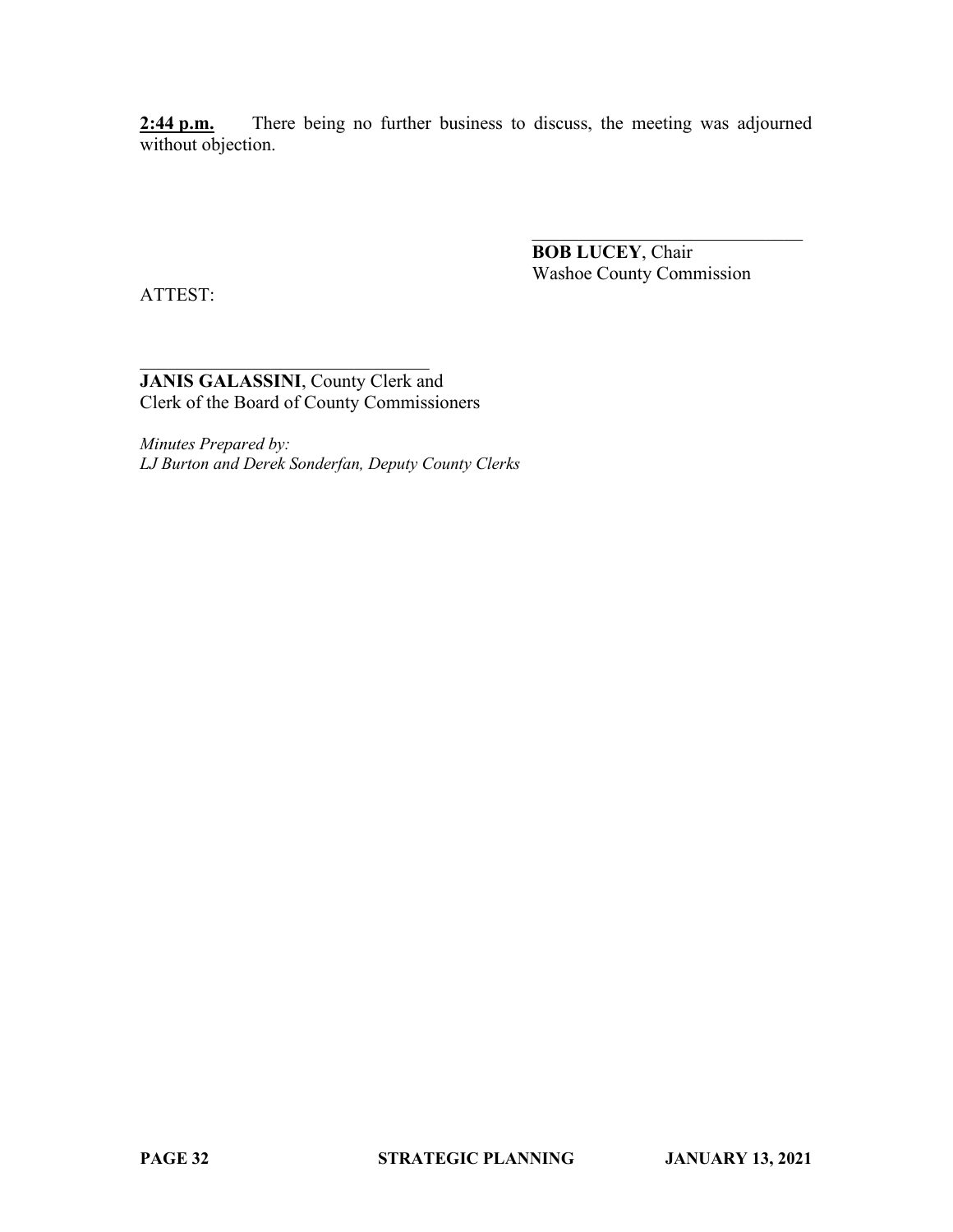**2:44 p.m.** There being no further business to discuss, the meeting was adjourned without objection.

\_\_\_\_\_\_\_\_\_\_\_\_\_\_\_\_\_\_\_\_\_\_\_\_\_\_\_\_\_\_
**BOB LUCEY**, Chair
Washoe County Commission

ATTEST:

\_\_\_\_\_\_\_\_\_\_\_\_\_\_\_\_\_\_\_\_\_\_\_\_\_\_\_\_\_\_
**JANIS GALASSINI**, County Clerk and
Clerk of the Board of County Commissioners

*Minutes Prepared by:*
*LJ Burton and Derek Sonderfan, Deputy County Clerks*